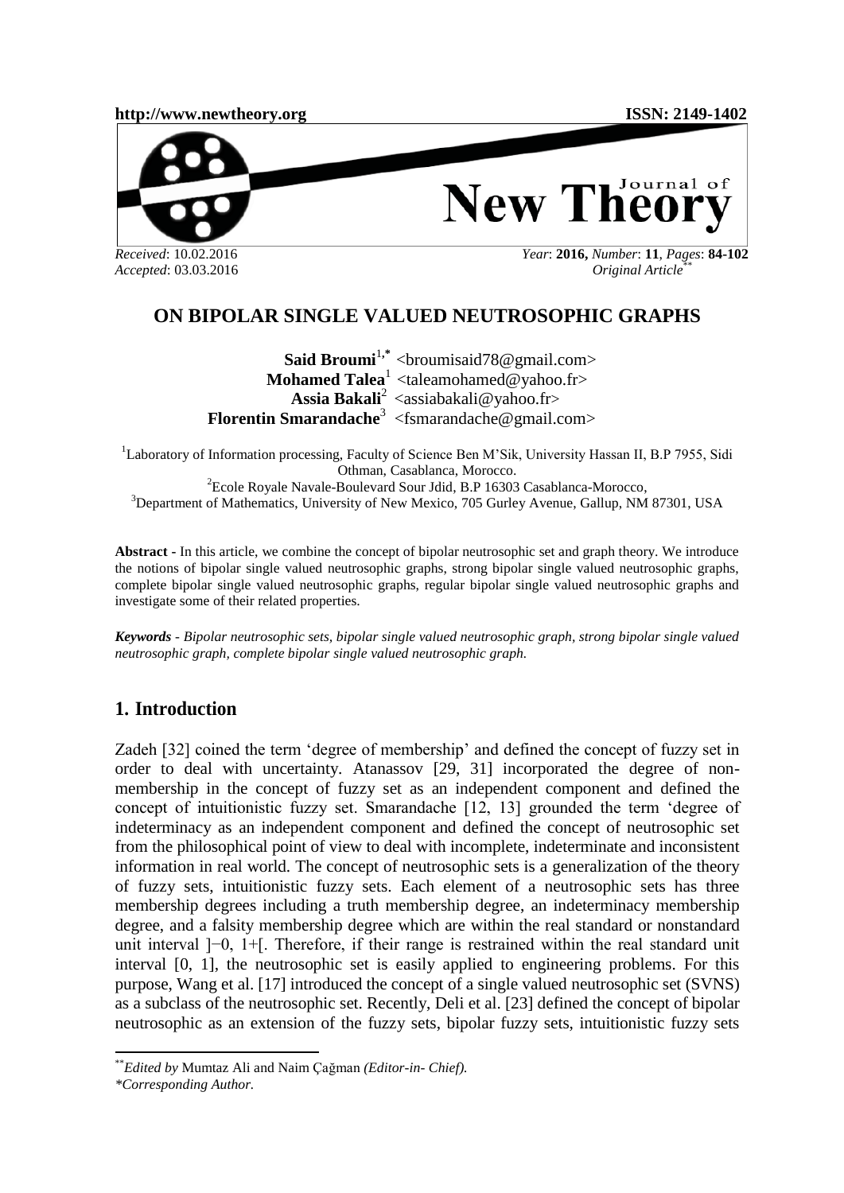http://www.newtheory.org

ISSN: 2149-1402

Journal of **New Theory**

*Received*: 10.02.2016
*Accepted*: 03.03.2016

*Year*: **2016,** *Number*: **11**, *Pages*: **84-102**
*Original Article*[**]

# ON BIPOLAR SINGLE VALUED NEUTROSOPHIC GRAPHS

**Said Broumi**[1,*] <broumisaid78@gmail.com>
**Mohamed Talea**[1] <taleamohamed@yahoo.fr>
**Assia Bakali**[2] <assiabakali@yahoo.fr>
**Florentin Smarandache**[3] <fsmarandache@gmail.com>

[1]Laboratory of Information processing, Faculty of Science Ben M'Sik, University Hassan II, B.P 7955, Sidi Othman, Casablanca, Morocco.
[2]Ecole Royale Navale-Boulevard Sour Jdid, B.P 16303 Casablanca-Morocco,
[3]Department of Mathematics, University of New Mexico, 705 Gurley Avenue, Gallup, NM 87301, USA

**Abstract -** In this article, we combine the concept of bipolar neutrosophic set and graph theory. We introduce the notions of bipolar single valued neutrosophic graphs, strong bipolar single valued neutrosophic graphs, complete bipolar single valued neutrosophic graphs, regular bipolar single valued neutrosophic graphs and investigate some of their related properties.

***Keywords*** *- Bipolar neutrosophic sets, bipolar single valued neutrosophic graph, strong bipolar single valued neutrosophic graph, complete bipolar single valued neutrosophic graph.*

## 1. Introduction

Zadeh [32] coined the term 'degree of membership' and defined the concept of fuzzy set in order to deal with uncertainty. Atanassov [29, 31] incorporated the degree of non-membership in the concept of fuzzy set as an independent component and defined the concept of intuitionistic fuzzy set. Smarandache [12, 13] grounded the term 'degree of indeterminacy as an independent component and defined the concept of neutrosophic set from the philosophical point of view to deal with incomplete, indeterminate and inconsistent information in real world. The concept of neutrosophic sets is a generalization of the theory of fuzzy sets, intuitionistic fuzzy sets. Each element of a neutrosophic sets has three membership degrees including a truth membership degree, an indeterminacy membership degree, and a falsity membership degree which are within the real standard or nonstandard unit interval ]−0, 1+[. Therefore, if their range is restrained within the real standard unit interval [0, 1], the neutrosophic set is easily applied to engineering problems. For this purpose, Wang et al. [17] introduced the concept of a single valued neutrosophic set (SVNS) as a subclass of the neutrosophic set. Recently, Deli et al. [23] defined the concept of bipolar neutrosophic as an extension of the fuzzy sets, bipolar fuzzy sets, intuitionistic fuzzy sets

---

[**]*Edited by* Mumtaz Ali and Naim Çağman *(Editor-in- Chief).*
*\*Corresponding Author.*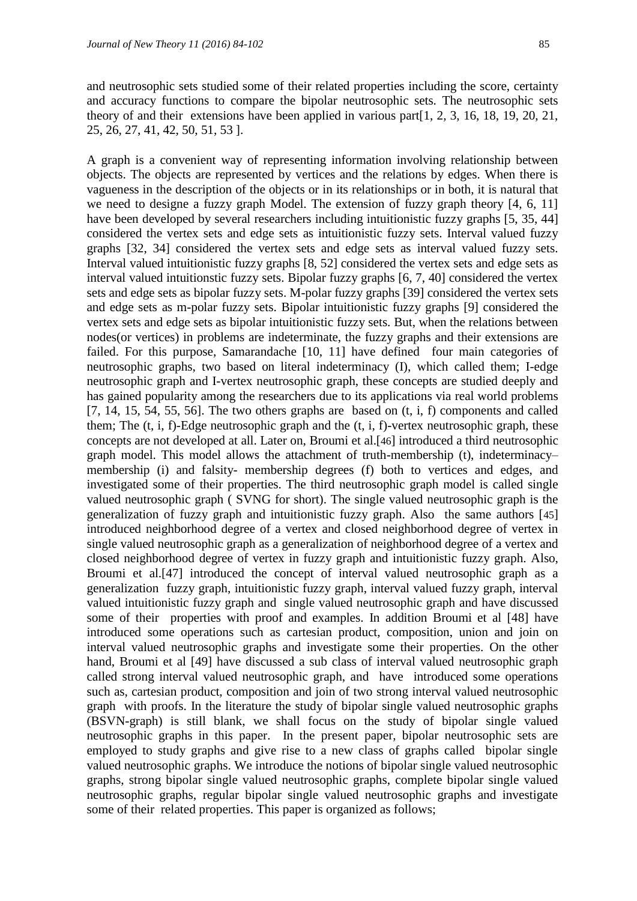and neutrosophic sets studied some of their related properties including the score, certainty and accuracy functions to compare the bipolar neutrosophic sets. The neutrosophic sets theory of and their extensions have been applied in various part[1, 2, 3, 16, 18, 19, 20, 21, 25, 26, 27, 41, 42, 50, 51, 53 ].

A graph is a convenient way of representing information involving relationship between objects. The objects are represented by vertices and the relations by edges. When there is vagueness in the description of the objects or in its relationships or in both, it is natural that we need to designe a fuzzy graph Model. The extension of fuzzy graph theory [4, 6, 11] have been developed by several researchers including intuitionistic fuzzy graphs [5, 35, 44] considered the vertex sets and edge sets as intuitionistic fuzzy sets. Interval valued fuzzy graphs [32, 34] considered the vertex sets and edge sets as interval valued fuzzy sets. Interval valued intuitionistic fuzzy graphs [8, 52] considered the vertex sets and edge sets as interval valued intuitionstic fuzzy sets. Bipolar fuzzy graphs [6, 7, 40] considered the vertex sets and edge sets as bipolar fuzzy sets. M-polar fuzzy graphs [39] considered the vertex sets and edge sets as m-polar fuzzy sets. Bipolar intuitionistic fuzzy graphs [9] considered the vertex sets and edge sets as bipolar intuitionistic fuzzy sets. But, when the relations between nodes(or vertices) in problems are indeterminate, the fuzzy graphs and their extensions are failed. For this purpose, Samarandache [10, 11] have defined four main categories of neutrosophic graphs, two based on literal indeterminacy (I), which called them; I-edge neutrosophic graph and I-vertex neutrosophic graph, these concepts are studied deeply and has gained popularity among the researchers due to its applications via real world problems [7, 14, 15, 54, 55, 56]. The two others graphs are based on (t, i, f) components and called them; The (t, i, f)-Edge neutrosophic graph and the (t, i, f)-vertex neutrosophic graph, these concepts are not developed at all. Later on, Broumi et al.[46] introduced a third neutrosophic graph model. This model allows the attachment of truth-membership (t), indeterminacy–membership (i) and falsity- membership degrees (f) both to vertices and edges, and investigated some of their properties. The third neutrosophic graph model is called single valued neutrosophic graph ( SVNG for short). The single valued neutrosophic graph is the generalization of fuzzy graph and intuitionistic fuzzy graph. Also the same authors [45] introduced neighborhood degree of a vertex and closed neighborhood degree of vertex in single valued neutrosophic graph as a generalization of neighborhood degree of a vertex and closed neighborhood degree of vertex in fuzzy graph and intuitionistic fuzzy graph. Also, Broumi et al.[47] introduced the concept of interval valued neutrosophic graph as a generalization fuzzy graph, intuitionistic fuzzy graph, interval valued fuzzy graph, interval valued intuitionistic fuzzy graph and single valued neutrosophic graph and have discussed some of their properties with proof and examples. In addition Broumi et al [48] have introduced some operations such as cartesian product, composition, union and join on interval valued neutrosophic graphs and investigate some their properties. On the other hand, Broumi et al [49] have discussed a sub class of interval valued neutrosophic graph called strong interval valued neutrosophic graph, and have introduced some operations such as, cartesian product, composition and join of two strong interval valued neutrosophic graph with proofs. In the literature the study of bipolar single valued neutrosophic graphs (BSVN-graph) is still blank, we shall focus on the study of bipolar single valued neutrosophic graphs in this paper. In the present paper, bipolar neutrosophic sets are employed to study graphs and give rise to a new class of graphs called bipolar single valued neutrosophic graphs. We introduce the notions of bipolar single valued neutrosophic graphs, strong bipolar single valued neutrosophic graphs, complete bipolar single valued neutrosophic graphs, regular bipolar single valued neutrosophic graphs and investigate some of their related properties. This paper is organized as follows;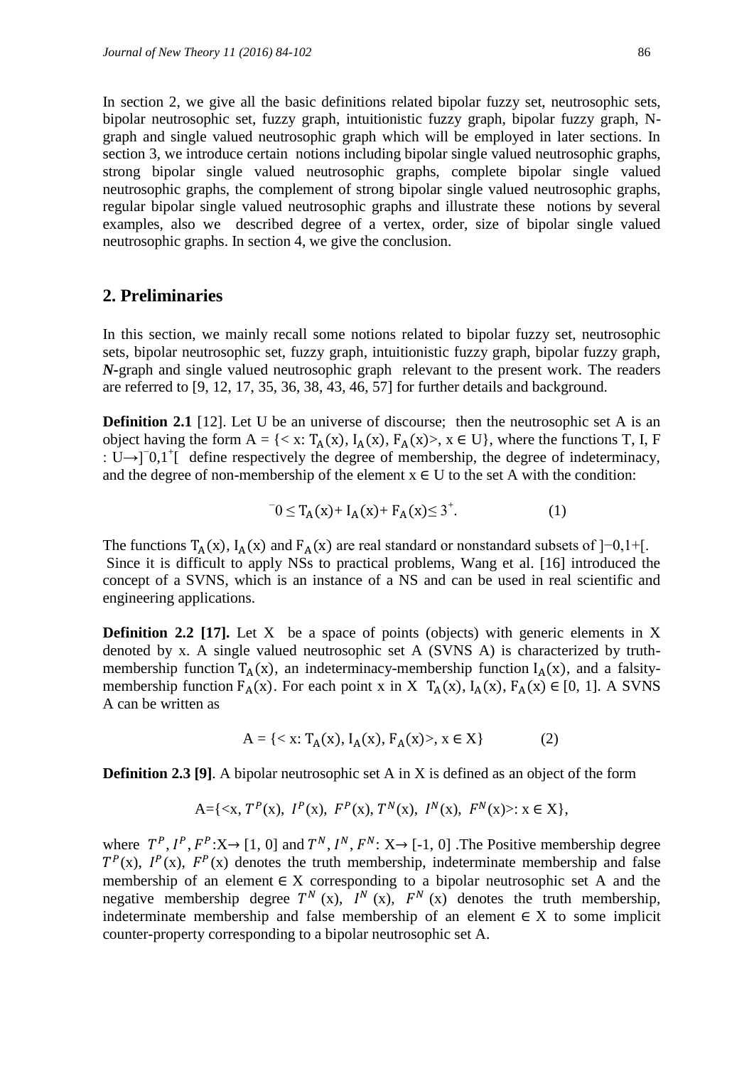In section 2, we give all the basic definitions related bipolar fuzzy set, neutrosophic sets, bipolar neutrosophic set, fuzzy graph, intuitionistic fuzzy graph, bipolar fuzzy graph, N-graph and single valued neutrosophic graph which will be employed in later sections. In section 3, we introduce certain notions including bipolar single valued neutrosophic graphs, strong bipolar single valued neutrosophic graphs, complete bipolar single valued neutrosophic graphs, the complement of strong bipolar single valued neutrosophic graphs, regular bipolar single valued neutrosophic graphs and illustrate these notions by several examples, also we described degree of a vertex, order, size of bipolar single valued neutrosophic graphs. In section 4, we give the conclusion.

## 2. Preliminaries

In this section, we mainly recall some notions related to bipolar fuzzy set, neutrosophic sets, bipolar neutrosophic set, fuzzy graph, intuitionistic fuzzy graph, bipolar fuzzy graph, ***N***-graph and single valued neutrosophic graph relevant to the present work. The readers are referred to [9, 12, 17, 35, 36, 38, 43, 46, 57] for further details and background.

**Definition 2.1** [12]. Let U be an universe of discourse; then the neutrosophic set A is an object having the form A = {< x: $T_A(x)$, $I_A(x)$, $F_A(x)$>, x ∈ U}, where the functions T, I, F : U→]$^-0,1^+$[ define respectively the degree of membership, the degree of indeterminacy, and the degree of non-membership of the element x ∈ U to the set A with the condition:

$$^-0 \leq T_A(x) + I_A(x) + F_A(x) \leq 3^+. \qquad (1)$$

The functions $T_A(x)$, $I_A(x)$ and $F_A(x)$ are real standard or nonstandard subsets of ]−0,1+[.
Since it is difficult to apply NSs to practical problems, Wang et al. [16] introduced the concept of a SVNS, which is an instance of a NS and can be used in real scientific and engineering applications.

**Definition 2.2 [17].** Let X be a space of points (objects) with generic elements in X denoted by x. A single valued neutrosophic set A (SVNS A) is characterized by truth-membership function $T_A(x)$, an indeterminacy-membership function $I_A(x)$, and a falsity-membership function $F_A(x)$. For each point x in X $T_A(x)$, $I_A(x)$, $F_A(x)$ ∈ [0, 1]. A SVNS A can be written as

$$A = \{< x: T_A(x), I_A(x), F_A(x)>, x \in X\} \qquad (2)$$

**Definition 2.3 [9]**. A bipolar neutrosophic set A in X is defined as an object of the form

$$A=\{<x, T^P(x),\ I^P(x),\ F^P(x), T^N(x),\ I^N(x),\ F^N(x)>: x \in X\},$$

where $T^P, I^P, F^P$:X→ [1, 0] and $T^N, I^N, F^N$: X→ [-1, 0] .The Positive membership degree $T^P(x)$, $I^P(x)$, $F^P(x)$ denotes the truth membership, indeterminate membership and false membership of an element ∈ X corresponding to a bipolar neutrosophic set A and the negative membership degree $T^N(x)$, $I^N(x)$, $F^N(x)$ denotes the truth membership, indeterminate membership and false membership of an element ∈ X to some implicit counter-property corresponding to a bipolar neutrosophic set A.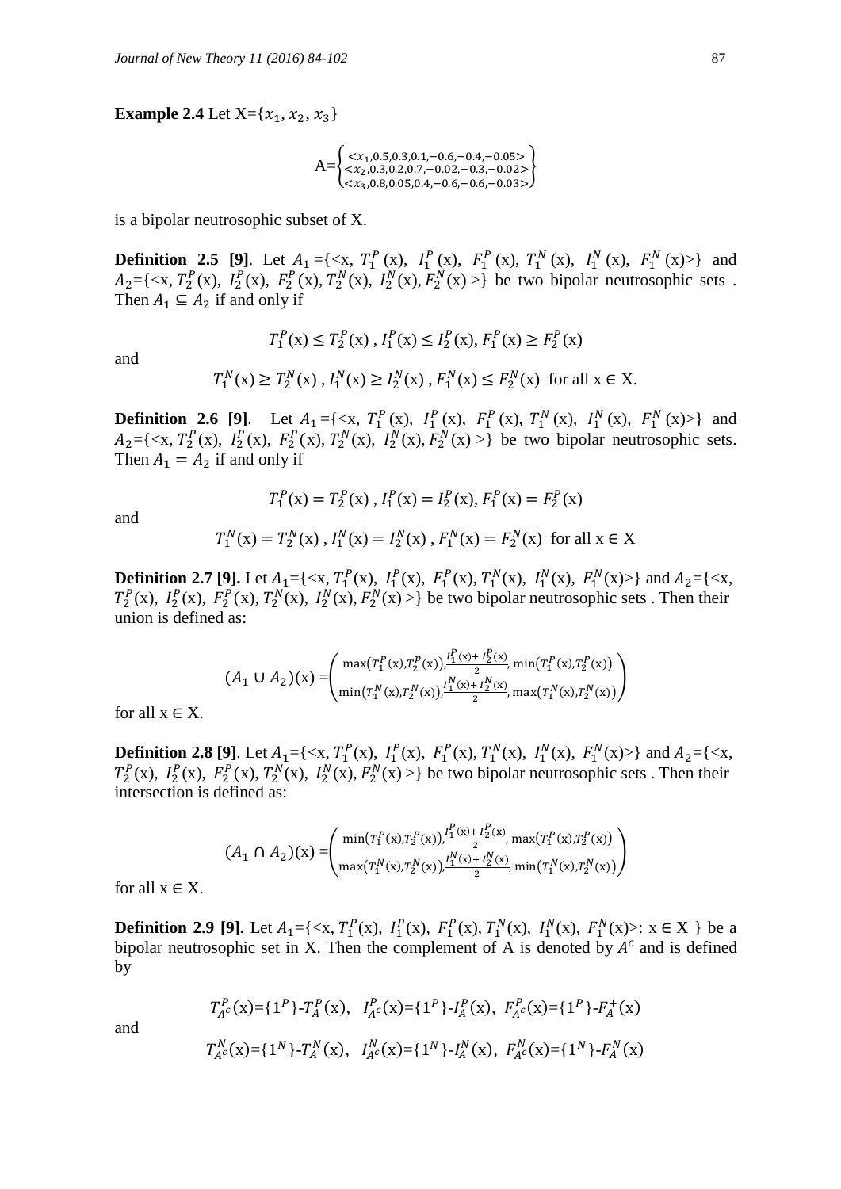**Example 2.4** Let X=$\{x_1, x_2, x_3\}$

$$A=\begin{Bmatrix} <x_1, 0.5, 0.3, 0.1, -0.6, -0.4, -0.05> \\ <x_2, 0.3, 0.2, 0.7, -0.02, -0.3, -0.02> \\ <x_3, 0.8, 0.05, 0.4, -0.6, -0.6, -0.03> \end{Bmatrix}$$

is a bipolar neutrosophic subset of X.

**Definition 2.5 [9]**. Let $A_1$ ={<x, $T_1^P$ (x), $I_1^P$ (x), $F_1^P$ (x), $T_1^N$ (x), $I_1^N$ (x), $F_1^N$ (x)>} and $A_2$={<x, $T_2^P$(x), $I_2^P$(x), $F_2^P$(x), $T_2^N$(x), $I_2^N$(x), $F_2^N$(x) >} be two bipolar neutrosophic sets . Then $A_1 \subseteq A_2$ if and only if

$$T_1^P(\mathrm{x}) \leq T_2^P(\mathrm{x}),\ I_1^P(\mathrm{x}) \leq I_2^P(\mathrm{x}), F_1^P(\mathrm{x}) \geq F_2^P(\mathrm{x})$$

and

$$T_1^N(\mathrm{x}) \geq T_2^N(\mathrm{x}),\ I_1^N(\mathrm{x}) \geq I_2^N(\mathrm{x}),\ F_1^N(\mathrm{x}) \leq F_2^N(\mathrm{x}) \text{ for all x} \in \mathrm{X}.$$

**Definition 2.6 [9]**. Let $A_1$ ={<x, $T_1^P$ (x), $I_1^P$ (x), $F_1^P$ (x), $T_1^N$ (x), $I_1^N$ (x), $F_1^N$ (x)>} and $A_2$={<x, $T_2^P$(x), $I_2^P$(x), $F_2^P$(x), $T_2^N$(x), $I_2^N$(x), $F_2^N$(x) >} be two bipolar neutrosophic sets. Then $A_1 = A_2$ if and only if

$$T_1^P(\mathrm{x}) = T_2^P(\mathrm{x}),\ I_1^P(\mathrm{x}) = I_2^P(\mathrm{x}), F_1^P(\mathrm{x}) = F_2^P(\mathrm{x})$$

and

$$T_1^N(\mathrm{x}) = T_2^N(\mathrm{x}),\ I_1^N(\mathrm{x}) = I_2^N(\mathrm{x}),\ F_1^N(\mathrm{x}) = F_2^N(\mathrm{x}) \text{ for all x} \in \mathrm{X}$$

**Definition 2.7 [9].** Let $A_1$={<x, $T_1^P$(x), $I_1^P$(x), $F_1^P$(x), $T_1^N$(x), $I_1^N$(x), $F_1^N$(x)>} and $A_2$={<x, $T_2^P$(x), $I_2^P$(x), $F_2^P$(x), $T_2^N$(x), $I_2^N$(x), $F_2^N$(x) >} be two bipolar neutrosophic sets . Then their union is defined as:

$$(A_1 \cup A_2)(\mathrm{x}) = \begin{pmatrix} \max(T_1^P(\mathrm{x}), T_2^P(\mathrm{x})), \frac{I_1^P(\mathrm{x}) + I_2^P(\mathrm{x})}{2}, \min(T_1^P(\mathrm{x}), T_2^P(\mathrm{x})) \\ \min(T_1^N(\mathrm{x}), T_2^N(\mathrm{x})), \frac{I_1^N(\mathrm{x}) + I_2^N(\mathrm{x})}{2}, \max(T_1^N(\mathrm{x}), T_2^N(\mathrm{x})) \end{pmatrix}$$

for all x ∈ X.

**Definition 2.8 [9]**. Let $A_1$={<x, $T_1^P$(x), $I_1^P$(x), $F_1^P$(x), $T_1^N$(x), $I_1^N$(x), $F_1^N$(x)>} and $A_2$={<x, $T_2^P$(x), $I_2^P$(x), $F_2^P$(x), $T_2^N$(x), $I_2^N$(x), $F_2^N$(x) >} be two bipolar neutrosophic sets . Then their intersection is defined as:

$$(A_1 \cap A_2)(\mathrm{x}) = \begin{pmatrix} \min(T_1^P(\mathrm{x}), T_2^P(\mathrm{x})), \frac{I_1^P(\mathrm{x}) + I_2^P(\mathrm{x})}{2}, \max(T_1^P(\mathrm{x}), T_2^P(\mathrm{x})) \\ \max(T_1^N(\mathrm{x}), T_2^N(\mathrm{x})), \frac{I_1^N(\mathrm{x}) + I_2^N(\mathrm{x})}{2}, \min(T_1^N(\mathrm{x}), T_2^N(\mathrm{x})) \end{pmatrix}$$

for all x ∈ X.

**Definition 2.9 [9].** Let $A_1$={<x, $T_1^P$(x), $I_1^P$(x), $F_1^P$(x), $T_1^N$(x), $I_1^N$(x), $F_1^N$(x)>: x ∈ X } be a bipolar neutrosophic set in X. Then the complement of A is denoted by $A^c$ and is defined by

$$T_{A^c}^P(\mathrm{x})=\{1^P\}\text{-}T_A^P(\mathrm{x}),\quad I_{A^c}^P(\mathrm{x})=\{1^P\}\text{-}I_A^P(\mathrm{x}),\ F_{A^c}^P(\mathrm{x})=\{1^P\}\text{-}F_A^+(\mathrm{x})$$

and

$$T_{A^c}^N(\mathrm{x})=\{1^N\}\text{-}T_A^N(\mathrm{x}),\quad I_{A^c}^N(\mathrm{x})=\{1^N\}\text{-}I_A^N(\mathrm{x}),\ F_{A^c}^N(\mathrm{x})=\{1^N\}\text{-}F_A^N(\mathrm{x})$$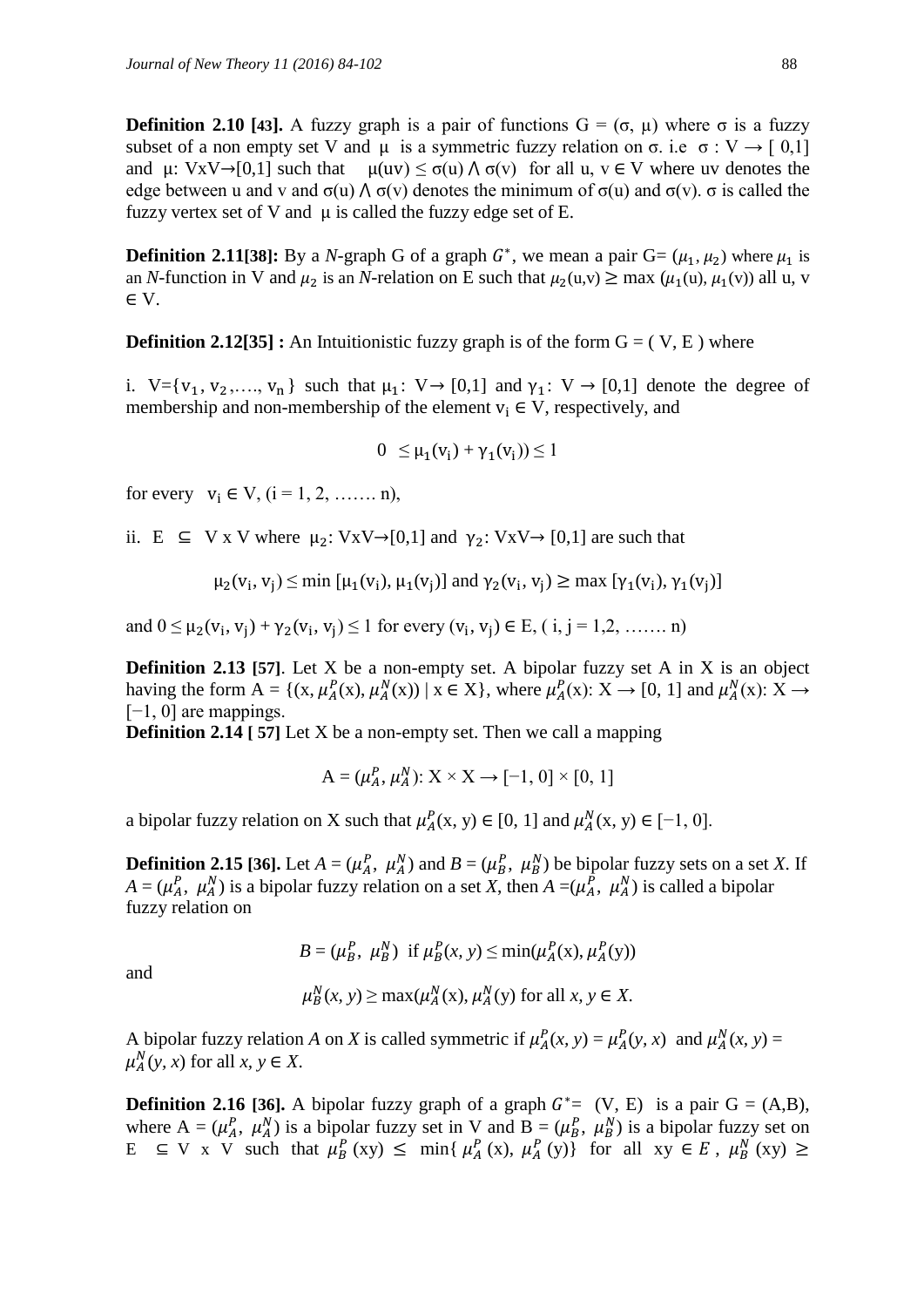**Definition 2.10 [43].** A fuzzy graph is a pair of functions G = (σ, μ) where σ is a fuzzy subset of a non empty set V and μ is a symmetric fuzzy relation on σ. i.e σ : V → [ 0,1] and μ: VxV→[0,1] such that μ(uv) ≤ σ(u) ⋀ σ(v) for all u, v ∈ V where uv denotes the edge between u and v and σ(u) ⋀ σ(v) denotes the minimum of σ(u) and σ(v). σ is called the fuzzy vertex set of V and μ is called the fuzzy edge set of E.

**Definition 2.11[38]:** By a *N*-graph G of a graph $G^*$, we mean a pair G= $(\mu_1, \mu_2)$ where $\mu_1$ is an *N*-function in V and $\mu_2$ is an *N*-relation on E such that $\mu_2$(u,v) ≥ max ($\mu_1$(u), $\mu_1$(v)) all u, v ∈ V.

**Definition 2.12[35] :** An Intuitionistic fuzzy graph is of the form G = ( V, E ) where

i. V={$v_1$, $v_2$,…., $v_n$} such that $\mu_1$: V→ [0,1] and $\gamma_1$: V → [0,1] denote the degree of membership and non-membership of the element $v_i$ ∈ V, respectively, and

$$0 \leq \mu_1(v_i) + \gamma_1(v_i)) \leq 1$$

for every $v_i$ ∈ V, (i = 1, 2, ……. n),

ii. E ⊆ V x V where $\mu_2$: VxV→[0,1] and $\gamma_2$: VxV→ [0,1] are such that

$$\mu_2(v_i, v_j) \leq \min [\mu_1(v_i), \mu_1(v_j)] \text{ and } \gamma_2(v_i, v_j) \geq \max [\gamma_1(v_i), \gamma_1(v_j)]$$

and $0 \leq \mu_2(v_i, v_j) + \gamma_2(v_i, v_j) \leq 1$ for every $(v_i, v_j)$ ∈ E, ( i, j = 1,2, ……. n)

**Definition 2.13 [57]**. Let X be a non-empty set. A bipolar fuzzy set A in X is an object having the form A = {(x, $\mu_A^P$(x), $\mu_A^N$(x)) | x ∈ X}, where $\mu_A^P$(x): X → [0, 1] and $\mu_A^N$(x): X → [−1, 0] are mappings.

**Definition 2.14 [ 57]** Let X be a non-empty set. Then we call a mapping

$$A = (\mu_A^P, \mu_A^N): X \times X \rightarrow [-1, 0] \times [0, 1]$$

a bipolar fuzzy relation on X such that $\mu_A^P$(x, y) ∈ [0, 1] and $\mu_A^N$(x, y) ∈ [−1, 0].

**Definition 2.15 [36].** Let *A* = ($\mu_A^P$, $\mu_A^N$) and *B* = ($\mu_B^P$, $\mu_B^N$) be bipolar fuzzy sets on a set *X*. If *A* = ($\mu_A^P$, $\mu_A^N$) is a bipolar fuzzy relation on a set *X*, then *A* =($\mu_A^P$, $\mu_A^N$) is called a bipolar fuzzy relation on

$$B = (\mu_B^P, \mu_B^N) \text{ if } \mu_B^P(x, y) \leq \min(\mu_A^P(x), \mu_A^P(y))$$

and

$$\mu_B^N(x, y) \geq \max(\mu_A^N(x), \mu_A^N(y) \text{ for all } x, y \in X.$$

A bipolar fuzzy relation *A* on *X* is called symmetric if $\mu_A^P$(*x*, *y*) = $\mu_A^P$(*y*, *x*) and $\mu_A^N$(*x*, *y*) = $\mu_A^N$(*y*, *x*) for all *x*, *y* ∈ *X*.

**Definition 2.16 [36].** A bipolar fuzzy graph of a graph $G^*$= (V, E) is a pair G = (A,B), where A = ($\mu_A^P$, $\mu_A^N$) is a bipolar fuzzy set in V and B = ($\mu_B^P$, $\mu_B^N$) is a bipolar fuzzy set on E ⊆ V x V such that $\mu_B^P$ (xy) ≤ min{ $\mu_A^P$ (x), $\mu_A^P$ (y)} for all xy ∈ *E* , $\mu_B^N$ (xy) ≥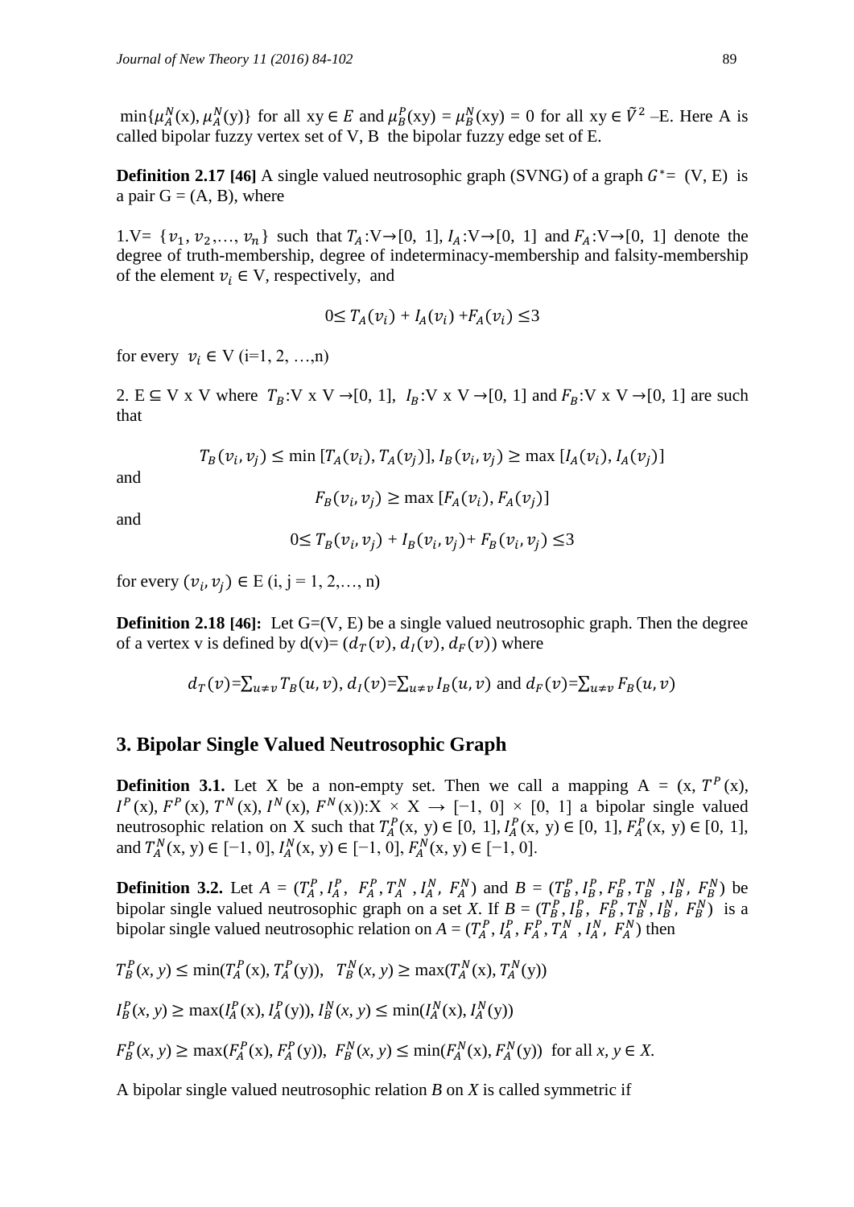$\min\{\mu_A^N(x), \mu_A^N(y)\}$ for all $xy \in E$ and $\mu_B^P(xy) = \mu_B^N(xy) = 0$ for all $xy \in \tilde{V}^2$ –E. Here A is called bipolar fuzzy vertex set of V, B the bipolar fuzzy edge set of E.

**Definition 2.17 [46]** A single valued neutrosophic graph (SVNG) of a graph $G^* =$ (V, E) is a pair G = (A, B), where

1.V= $\{v_1, v_2, \ldots, v_n\}$ such that $T_A$:V→[0, 1], $I_A$:V→[0, 1] and $F_A$:V→[0, 1] denote the degree of truth-membership, degree of indeterminacy-membership and falsity-membership of the element $v_i \in$ V, respectively, and

$$0 \leq T_A(v_i) + I_A(v_i) + F_A(v_i) \leq 3$$

for every $v_i \in$ V (i=1, 2, …,n)

2. E ⊆ V x V where $T_B$:V x V →[0, 1], $I_B$:V x V →[0, 1] and $F_B$:V x V →[0, 1] are such that

$$T_B(v_i, v_j) \leq \min\,[T_A(v_i), T_A(v_j)],\ I_B(v_i, v_j) \geq \max\,[I_A(v_i), I_A(v_j)]$$

and

$$F_B(v_i, v_j) \geq \max\,[F_A(v_i), F_A(v_j)]$$

and

$$0 \leq T_B(v_i, v_j) + I_B(v_i, v_j) + F_B(v_i, v_j) \leq 3$$

for every $(v_i, v_j) \in$ E (i, j = 1, 2,…, n)

**Definition 2.18 [46]:** Let G=(V, E) be a single valued neutrosophic graph. Then the degree of a vertex v is defined by d(v)= $(d_T(v), d_I(v), d_F(v))$ where

$$d_T(v) = \sum_{u \neq v} T_B(u, v),\ d_I(v) = \sum_{u \neq v} I_B(u, v) \text{ and } d_F(v) = \sum_{u \neq v} F_B(u, v)$$

## 3. Bipolar Single Valued Neutrosophic Graph

**Definition 3.1.** Let X be a non-empty set. Then we call a mapping A = (x, $T^P$(x), $I^P$(x), $F^P$(x), $T^N$(x), $I^N$(x), $F^N$(x)):X × X → [−1, 0] × [0, 1] a bipolar single valued neutrosophic relation on X such that $T_A^P$(x, y) ∈ [0, 1], $I_A^P$(x, y) ∈ [0, 1], $F_A^P$(x, y) ∈ [0, 1], and $T_A^N$(x, y) ∈ [−1, 0], $I_A^N$(x, y) ∈ [−1, 0], $F_A^N$(x, y) ∈ [−1, 0].

**Definition 3.2.** Let $A = (T_A^P, I_A^P, F_A^P, T_A^N, I_A^N, F_A^N)$ and $B = (T_B^P, I_B^P, F_B^P, T_B^N, I_B^N, F_B^N)$ be bipolar single valued neutrosophic graph on a set *X*. If $B = (T_B^P, I_B^P, F_B^P, T_B^N, I_B^N, F_B^N)$ is a bipolar single valued neutrosophic relation on $A = (T_A^P, I_A^P, F_A^P, T_A^N, I_A^N, F_A^N)$ then

$T_B^P(x, y) \leq \min(T_A^P(x), T_A^P(y))$, $T_B^N(x, y) \geq \max(T_A^N(x), T_A^N(y))$

$I_B^P(x, y) \geq \max(I_A^P(x), I_A^P(y))$, $I_B^N(x, y) \leq \min(I_A^N(x), I_A^N(y))$

$F_B^P(x, y) \geq \max(F_A^P(x), F_A^P(y))$, $F_B^N(x, y) \leq \min(F_A^N(x), F_A^N(y))$ for all *x*, *y* ∈ *X*.

A bipolar single valued neutrosophic relation *B* on *X* is called symmetric if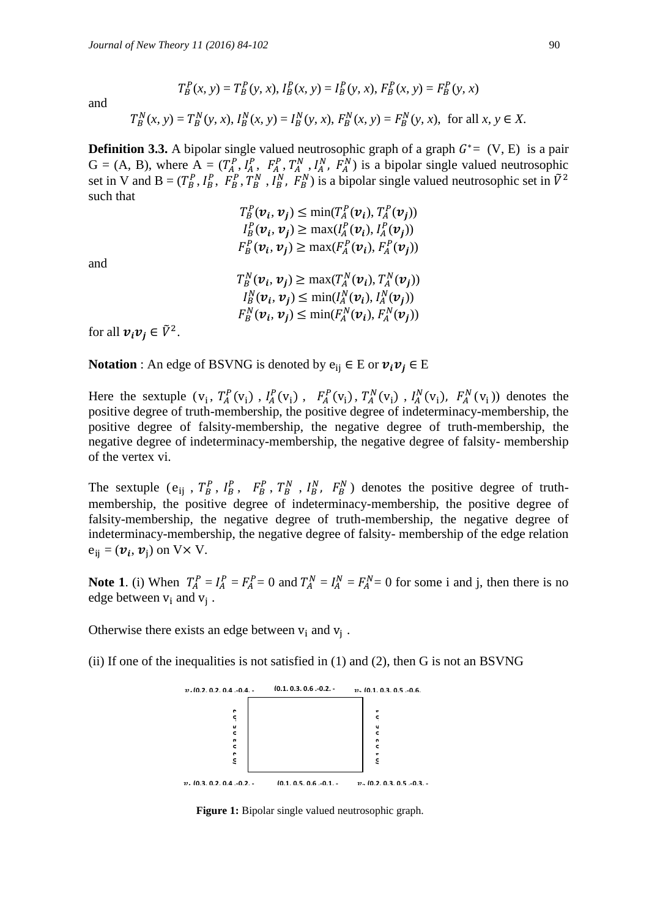$$T_B^P(x, y) = T_B^P(y, x),\ I_B^P(x, y) = I_B^P(y, x),\ F_B^P(x, y) = F_B^P(y, x)$$

and

$$T_B^N(x, y) = T_B^N(y, x),\ I_B^N(x, y) = I_B^N(y, x),\ F_B^N(x, y) = F_B^N(y, x),\ \text{ for all } x, y \in X.$$

**Definition 3.3.** A bipolar single valued neutrosophic graph of a graph $G^* = (V, E)$ is a pair G = (A, B), where A = ($T_A^P$, $I_A^P$, $F_A^P$, $T_A^N$, $I_A^N$, $F_A^N$) is a bipolar single valued neutrosophic set in V and B = ($T_B^P$, $I_B^P$, $F_B^P$, $T_B^N$, $I_B^N$, $F_B^N$) is a bipolar single valued neutrosophic set in $\tilde{V}^2$ such that

$$T_B^P(v_i, v_j) \le \min(T_A^P(v_i), T_A^P(v_j))$$
$$I_B^P(v_i, v_j) \ge \max(I_A^P(v_i), I_A^P(v_j))$$
$$F_B^P(v_i, v_j) \ge \max(F_A^P(v_i), F_A^P(v_j))$$

and

$$T_B^N(v_i, v_j) \ge \max(T_A^N(v_i), T_A^N(v_j))$$
$$I_B^N(v_i, v_j) \le \min(I_A^N(v_i), I_A^N(v_j))$$
$$F_B^N(v_i, v_j) \le \min(F_A^N(v_i), F_A^N(v_j))$$

for all $v_i v_j \in \tilde{V}^2$.

**Notation** : An edge of BSVNG is denoted by $e_{ij} \in E$ or $v_i v_j \in E$

Here the sextuple ($v_i$, $T_A^P(v_i)$, $I_A^P(v_i)$, $F_A^P(v_i)$, $T_A^N(v_i)$, $I_A^N(v_i)$, $F_A^N(v_i)$) denotes the positive degree of truth-membership, the positive degree of indeterminacy-membership, the positive degree of falsity-membership, the negative degree of truth-membership, the negative degree of indeterminacy-membership, the negative degree of falsity- membership of the vertex vi.

The sextuple ($e_{ij}$, $T_B^P$, $I_B^P$, $F_B^P$, $T_B^N$, $I_B^N$, $F_B^N$) denotes the positive degree of truth-membership, the positive degree of indeterminacy-membership, the positive degree of falsity-membership, the negative degree of truth-membership, the negative degree of indeterminacy-membership, the negative degree of falsity- membership of the edge relation $e_{ij} = (v_i, v_j)$ on V× V.

**Note 1**. (i) When $T_A^P = I_A^P = F_A^P = 0$ and $T_A^N = I_A^N = F_A^N = 0$ for some i and j, then there is no edge between $v_i$ and $v_j$ .

Otherwise there exists an edge between $v_i$ and $v_j$ .

(ii) If one of the inequalities is not satisfied in (1) and (2), then G is not an BSVNG

$v_1$(0.2, 0.2, 0.4 ,-0.4, -
(0.1, 0.3, 0.6 ,-0.2, -
$v_2$ (0.1, 0.3, 0.5 ,-0.6,
$v_4$ (0.3, 0.2, 0.4 ,-0.2, -
(0.1, 0.5, 0.6 ,-0.1, -
$v_3$ (0.2, 0.3, 0.5 ,-0.3, -

**Figure 1:** Bipolar single valued neutrosophic graph.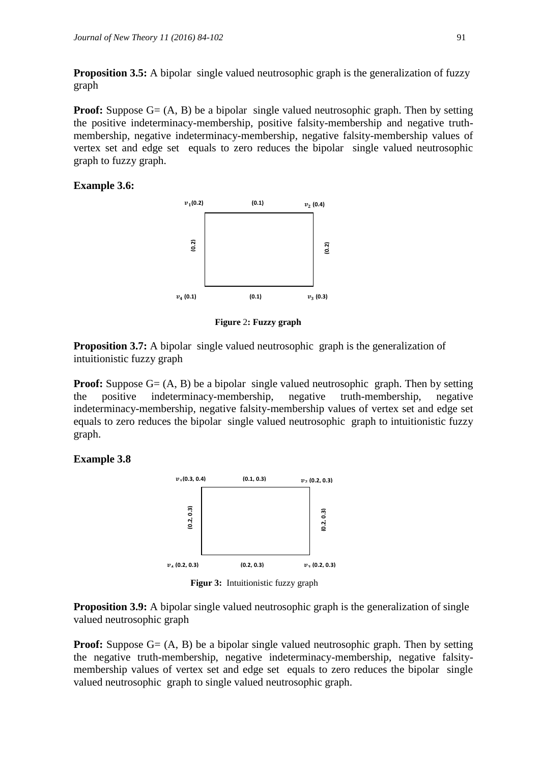**Proposition 3.5:** A bipolar single valued neutrosophic graph is the generalization of fuzzy graph

**Proof:** Suppose G= (A, B) be a bipolar single valued neutrosophic graph. Then by setting the positive indeterminacy-membership, positive falsity-membership and negative truth-membership, negative indeterminacy-membership, negative falsity-membership values of vertex set and edge set equals to zero reduces the bipolar single valued neutrosophic graph to fuzzy graph.

**Example 3.6:**

$v_1$(0.2)
(0.1)
$v_2$ (0.4)
(0.2)
(0.2)
$v_4$ (0.1)
(0.1)
$v_3$ (0.3)

**Figure 2: Fuzzy graph**

**Proposition 3.7:** A bipolar single valued neutrosophic graph is the generalization of intuitionistic fuzzy graph

**Proof:** Suppose G= (A, B) be a bipolar single valued neutrosophic graph. Then by setting the positive indeterminacy-membership, negative truth-membership, negative indeterminacy-membership, negative falsity-membership values of vertex set and edge set equals to zero reduces the bipolar single valued neutrosophic graph to intuitionistic fuzzy graph.

**Example 3.8**

$v_1$(0.3, 0.4)
(0.1, 0.3)
$v_2$ (0.2, 0.3)
(0.2, 0.3)
(0.2, 0.3)
$v_4$ (0.2, 0.3)
(0.2, 0.3)
$v_3$ (0.2, 0.3)

**Figur 3:** Intuitionistic fuzzy graph

**Proposition 3.9:** A bipolar single valued neutrosophic graph is the generalization of single valued neutrosophic graph

**Proof:** Suppose G= (A, B) be a bipolar single valued neutrosophic graph. Then by setting the negative truth-membership, negative indeterminacy-membership, negative falsity-membership values of vertex set and edge set equals to zero reduces the bipolar single valued neutrosophic graph to single valued neutrosophic graph.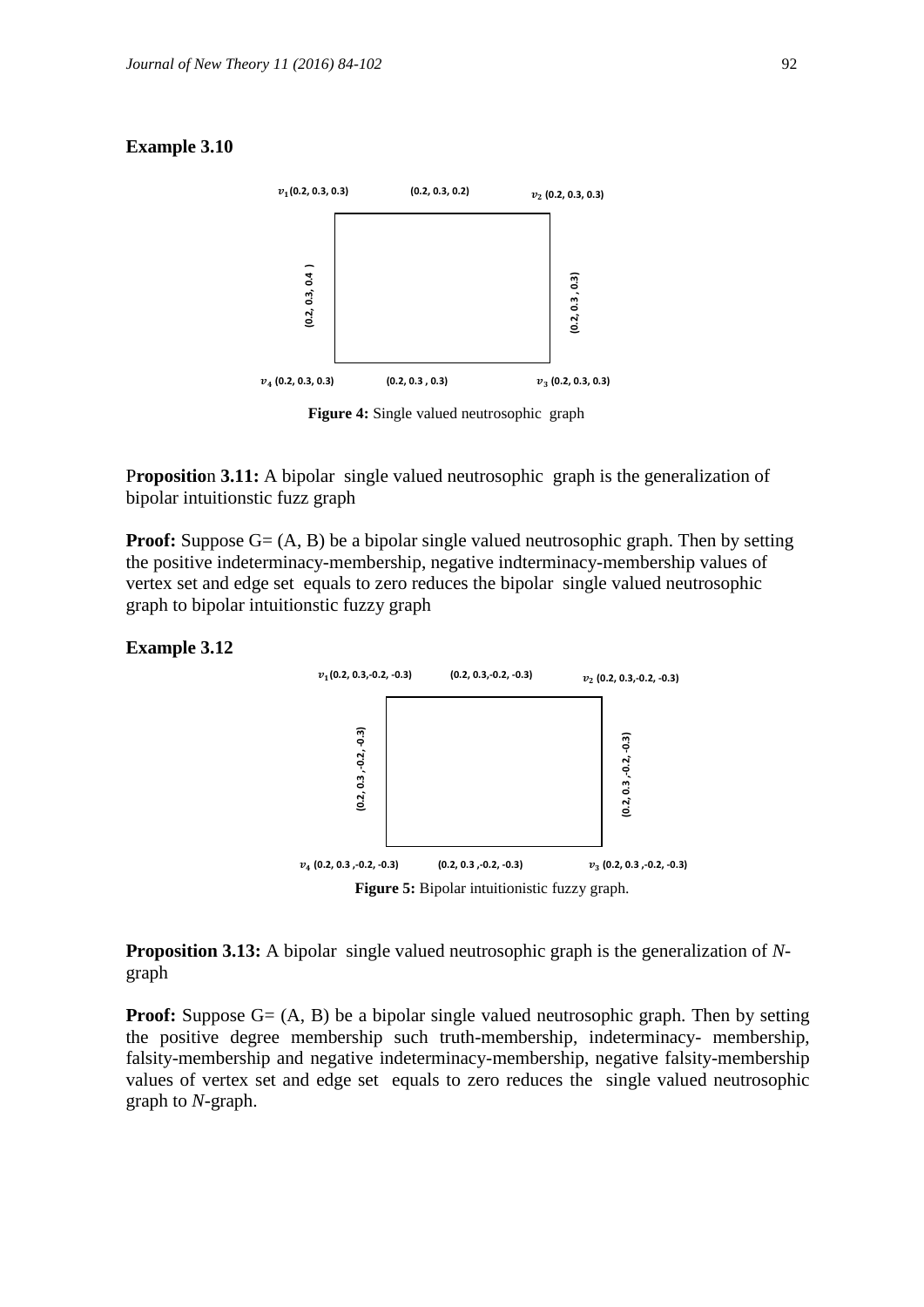**Example 3.10**

$v_1$ (0.2, 0.3, 0.3)

(0.2, 0.3, 0.2)

$v_2$ (0.2, 0.3, 0.3)

(0.2, 0.3, 0.4 )

(0.2, 0.3 , 0.3)

$v_4$ (0.2, 0.3, 0.3)

(0.2, 0.3 , 0.3)

$v_3$ (0.2, 0.3, 0.3)

**Figure 4:** Single valued neutrosophic graph

P**rositio**n **3.11:** A bipolar single valued neutrosophic graph is the generalization of bipolar intuitionstic fuzz graph

**Proof:** Suppose G= (A, B) be a bipolar single valued neutrosophic graph. Then by setting the positive indeterminacy-membership, negative indterminacy-membership values of vertex set and edge set equals to zero reduces the bipolar single valued neutrosophic graph to bipolar intuitionstic fuzzy graph

**Example 3.12**

$v_1$ (0.2, 0.3,-0.2, -0.3)

(0.2, 0.3,-0.2, -0.3)

$v_2$ (0.2, 0.3,-0.2, -0.3)

(0.2, 0.3 ,-0.2, -0.3)

(0.2, 0.3 ,-0.2, -0.3)

$v_4$ (0.2, 0.3 ,-0.2, -0.3)

(0.2, 0.3 ,-0.2, -0.3)

$v_3$ (0.2, 0.3 ,-0.2, -0.3)

**Figure 5:** Bipolar intuitionistic fuzzy graph.

**Proposition 3.13:** A bipolar single valued neutrosophic graph is the generalization of *N*-graph

**Proof:** Suppose G= (A, B) be a bipolar single valued neutrosophic graph. Then by setting the positive degree membership such truth-membership, indeterminacy- membership, falsity-membership and negative indeterminacy-membership, negative falsity-membership values of vertex set and edge set equals to zero reduces the single valued neutrosophic graph to *N*-graph.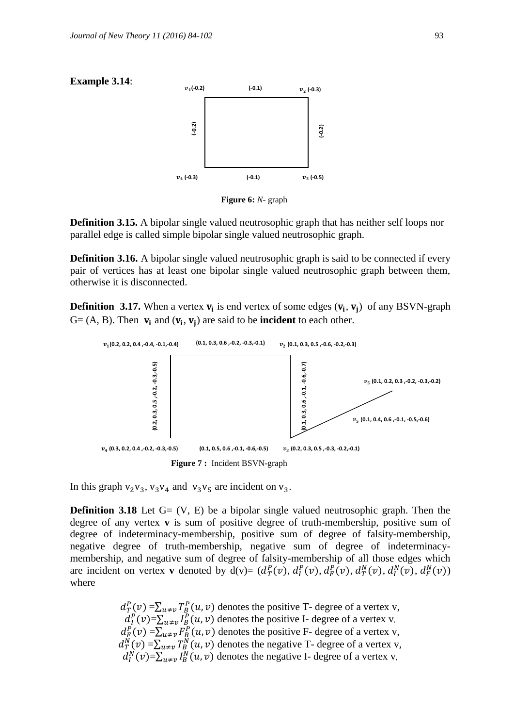**Example 3.14**:

$v_1$(-0.2)

(-0.1)

$v_2$ (-0.3)

(-0.2)

(-0.2)

$v_4$ (-0.3)

(-0.1)

$v_3$ (-0.5)

**Figure 6:** *N*- graph

**Definition 3.15.** A bipolar single valued neutrosophic graph that has neither self loops nor parallel edge is called simple bipolar single valued neutrosophic graph.

**Definition 3.16.** A bipolar single valued neutrosophic graph is said to be connected if every pair of vertices has at least one bipolar single valued neutrosophic graph between them, otherwise it is disconnected.

**Definition 3.17.** When a vertex $\mathbf{v_i}$ is end vertex of some edges $(\mathbf{v_i}, \mathbf{v_j})$ of any BSVN-graph G= (A, B). Then $\mathbf{v_i}$ and $(\mathbf{v_i}, \mathbf{v_j})$ are said to be **incident** to each other.

$v_1$(0.2, 0.2, 0.4 ,-0.4, -0.1,-0.4)

(0.1, 0.3, 0.6 ,-0.2, -0.3,-0.1)

$v_2$ (0.1, 0.3, 0.5 ,-0.6, -0.2,-0.3)

(0.2, 0.3, 0.5 ,-0.2, -0.3,-0.5)

(0.1, 0.3, 0.6 ,-0.1, -0.6,-0.7)

$v_5$ (0.1, 0.2, 0.3 ,-0.2, -0.3,-0.2)

$v_5$ (0.1, 0.4, 0.6 ,-0.1, -0.5,-0.6)

$v_4$ (0.3, 0.2, 0.4 ,-0.2, -0.3,-0.5)

(0.1, 0.5, 0.6 ,-0.1, -0.6,-0.5)

$v_3$ (0.2, 0.3, 0.5 ,-0.3, -0.2,-0.1)

**Figure 7 :** Incident BSVN-graph

In this graph $v_2v_3$, $v_3v_4$ and $v_3v_5$ are incident on $v_3$.

**Definition 3.18** Let G= (V, E) be a bipolar single valued neutrosophic graph. Then the degree of any vertex **v** is sum of positive degree of truth-membership, positive sum of degree of indeterminacy-membership, positive sum of degree of falsity-membership, negative degree of truth-membership, negative sum of degree of indeterminacy-membership, and negative sum of degree of falsity-membership of all those edges which are incident on vertex **v** denoted by d(v)= $(d_T^P(v), d_I^P(v), d_F^P(v), d_T^N(v), d_I^N(v), d_F^N(v))$ where

$d_T^P(v) = \sum_{u \neq v} T_B^P(u, v)$ denotes the positive T- degree of a vertex v,

$d_I^P(v) = \sum_{u \neq v} I_B^P(u, v)$ denotes the positive I- degree of a vertex v,

$d_F^P(v) = \sum_{u \neq v} F_B^P(u, v)$ denotes the positive F- degree of a vertex v,

$d_T^N(v) = \sum_{u \neq v} T_B^N(u, v)$ denotes the negative T- degree of a vertex v,

$d_I^N(v) = \sum_{u \neq v} I_B^N(u, v)$ denotes the negative I- degree of a vertex v,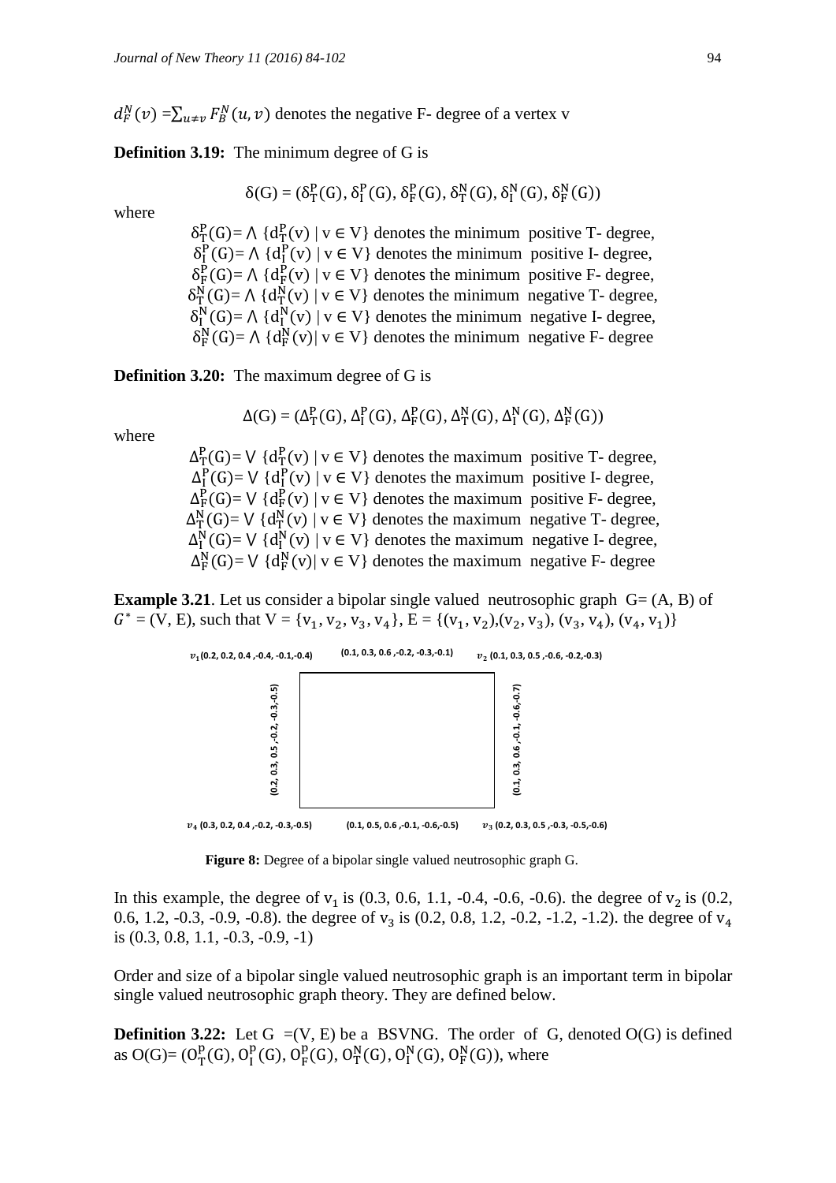$d_F^N(v) = \sum_{u \neq v} F_B^N(u, v)$ denotes the negative F- degree of a vertex v

**Definition 3.19:** The minimum degree of G is

$$\delta(G) = (\delta_T^P(G), \delta_I^P(G), \delta_F^P(G), \delta_T^N(G), \delta_I^N(G), \delta_F^N(G))$$

where

$\delta_T^P(G) = \wedge \{d_T^P(v) \mid v \in V\}$ denotes the minimum positive T- degree,
$\delta_I^P(G) = \wedge \{d_I^P(v) \mid v \in V\}$ denotes the minimum positive I- degree,
$\delta_F^P(G) = \wedge \{d_F^P(v) \mid v \in V\}$ denotes the minimum positive F- degree,
$\delta_T^N(G) = \wedge \{d_T^N(v) \mid v \in V\}$ denotes the minimum negative T- degree,
$\delta_I^N(G) = \wedge \{d_I^N(v) \mid v \in V\}$ denotes the minimum negative I- degree,
$\delta_F^N(G) = \wedge \{d_F^N(v) \mid v \in V\}$ denotes the minimum negative F- degree

**Definition 3.20:** The maximum degree of G is

$$\Delta(G) = (\Delta_T^P(G), \Delta_I^P(G), \Delta_F^P(G), \Delta_T^N(G), \Delta_I^N(G), \Delta_F^N(G))$$

where

$\Delta_T^P(G) = \vee \{d_T^P(v) \mid v \in V\}$ denotes the maximum positive T- degree,
$\Delta_I^P(G) = \vee \{d_I^P(v) \mid v \in V\}$ denotes the maximum positive I- degree,
$\Delta_F^P(G) = \vee \{d_F^P(v) \mid v \in V\}$ denotes the maximum positive F- degree,
$\Delta_T^N(G) = \vee \{d_T^N(v) \mid v \in V\}$ denotes the maximum negative T- degree,
$\Delta_I^N(G) = \vee \{d_I^N(v) \mid v \in V\}$ denotes the maximum negative I- degree,
$\Delta_F^N(G) = \vee \{d_F^N(v) \mid v \in V\}$ denotes the maximum negative F- degree

**Example 3.21**. Let us consider a bipolar single valued neutrosophic graph G= (A, B) of $G^* = (V, E)$, such that $V = \{v_1, v_2, v_3, v_4\}$, $E = \{(v_1, v_2), (v_2, v_3), (v_3, v_4), (v_4, v_1)\}$

$v_1$ (0.2, 0.2, 0.4 ,-0.4, -0.1,-0.4) — (0.1, 0.3, 0.6 ,-0.2, -0.3,-0.1) — $v_2$ (0.1, 0.3, 0.5 ,-0.6, -0.2,-0.3)

(0.2, 0.3, 0.5 ,-0.2, -0.3,-0.5) — (0.1, 0.3, 0.6 ,-0.1, -0.6,-0.7)

$v_4$ (0.3, 0.2, 0.4 ,-0.2, -0.3,-0.5) — (0.1, 0.5, 0.6 ,-0.1, -0.6,-0.5) — $v_3$ (0.2, 0.3, 0.5 ,-0.3, -0.5,-0.6)

**Figure 8:** Degree of a bipolar single valued neutrosophic graph G.

In this example, the degree of $v_1$ is (0.3, 0.6, 1.1, -0.4, -0.6, -0.6). the degree of $v_2$ is (0.2, 0.6, 1.2, -0.3, -0.9, -0.8). the degree of $v_3$ is (0.2, 0.8, 1.2, -0.2, -1.2, -1.2). the degree of $v_4$ is (0.3, 0.8, 1.1, -0.3, -0.9, -1)

Order and size of a bipolar single valued neutrosophic graph is an important term in bipolar single valued neutrosophic graph theory. They are defined below.

**Definition 3.22:** Let G =(V, E) be a BSVNG. The order of G, denoted O(G) is defined as $O(G) = (O_T^p(G), O_I^p(G), O_F^p(G), O_T^N(G), O_I^N(G), O_F^N(G))$, where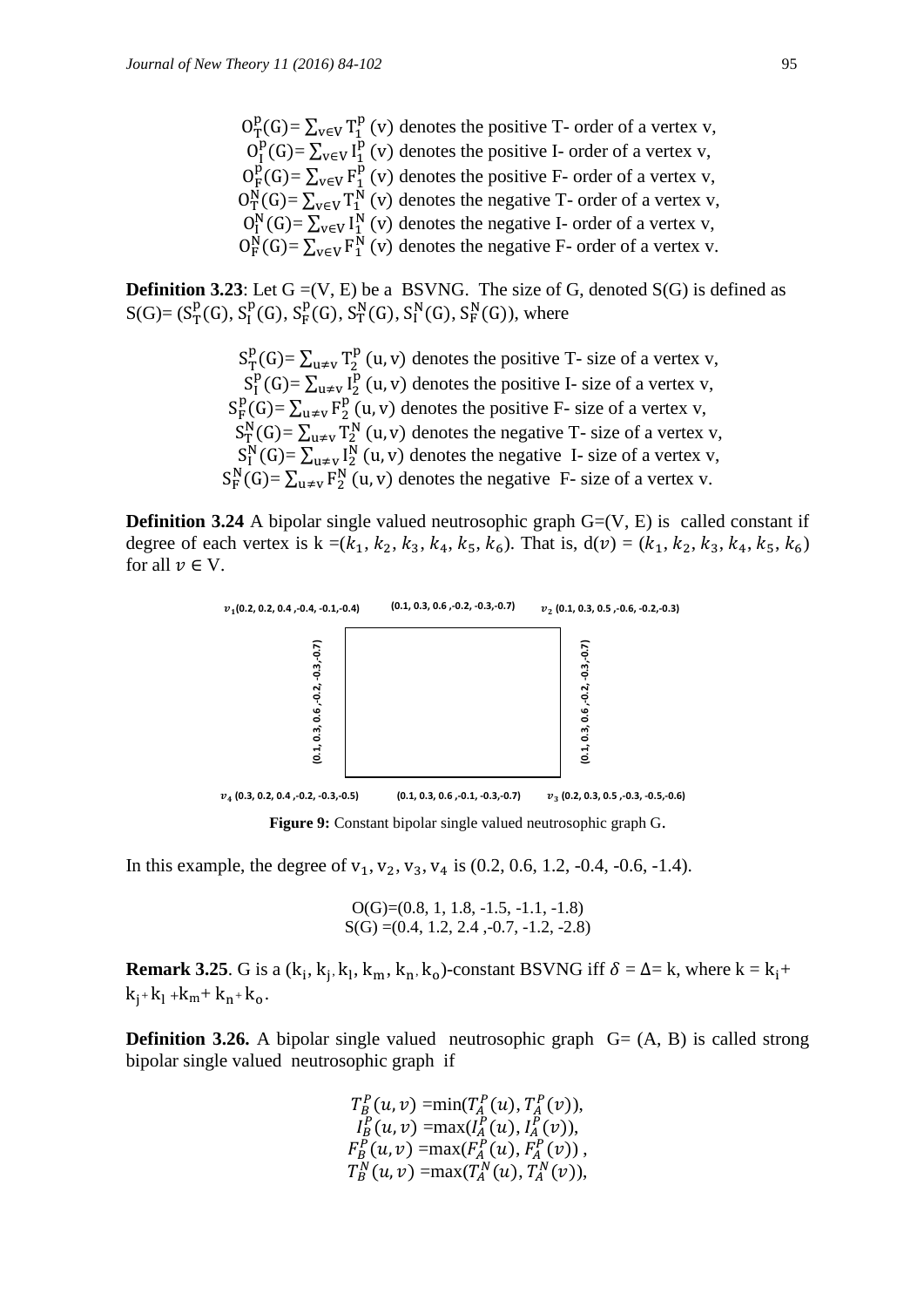$O_T^P(G)= \sum_{v\in V} T_1^P(v)$ denotes the positive T- order of a vertex v,
$O_I^P(G)= \sum_{v\in V} I_1^P(v)$ denotes the positive I- order of a vertex v,
$O_F^P(G)= \sum_{v\in V} F_1^P(v)$ denotes the positive F- order of a vertex v,
$O_T^N(G)= \sum_{v\in V} T_1^N(v)$ denotes the negative T- order of a vertex v,
$O_I^N(G)= \sum_{v\in V} I_1^N(v)$ denotes the negative I- order of a vertex v,
$O_F^N(G)= \sum_{v\in V} F_1^N(v)$ denotes the negative F- order of a vertex v.

**Definition 3.23**: Let G =(V, E) be a BSVNG. The size of G, denoted S(G) is defined as $S(G)= (S_T^P(G), S_I^P(G), S_F^P(G), S_T^N(G), S_I^N(G), S_F^N(G))$, where

$S_T^P(G)= \sum_{u\neq v} T_2^P(u,v)$ denotes the positive T- size of a vertex v,
$S_I^P(G)= \sum_{u\neq v} I_2^P(u,v)$ denotes the positive I- size of a vertex v,
$S_F^P(G)= \sum_{u\neq v} F_2^P(u,v)$ denotes the positive F- size of a vertex v,
$S_T^N(G)= \sum_{u\neq v} T_2^N(u,v)$ denotes the negative T- size of a vertex v,
$S_I^N(G)= \sum_{u\neq v} I_2^N(u,v)$ denotes the negative I- size of a vertex v,
$S_F^N(G)= \sum_{u\neq v} F_2^N(u,v)$ denotes the negative F- size of a vertex v.

**Definition 3.24** A bipolar single valued neutrosophic graph G=(V, E) is called constant if degree of each vertex is $k =(k_1, k_2, k_3, k_4, k_5, k_6)$. That is, $d(v) = (k_1, k_2, k_3, k_4, k_5, k_6)$ for all $v \in V$.

$v_1$(0.2, 0.2, 0.4 ,-0.4, -0.1,-0.4)
(0.1, 0.3, 0.6 ,-0.2, -0.3,-0.7)
$v_2$ (0.1, 0.3, 0.5 ,-0.6, -0.2,-0.3)
(0.1, 0.3, 0.6 ,-0.2, -0.3,-0.7)
(0.1, 0.3, 0.6 ,-0.2, -0.3,-0.7)
$v_4$ (0.3, 0.2, 0.4 ,-0.2, -0.3,-0.5)
(0.1, 0.3, 0.6 ,-0.1, -0.3,-0.7)
$v_3$ (0.2, 0.3, 0.5 ,-0.3, -0.5,-0.6)

**Figure 9:** Constant bipolar single valued neutrosophic graph G.

In this example, the degree of $v_1, v_2, v_3, v_4$ is (0.2, 0.6, 1.2, -0.4, -0.6, -1.4).

O(G)=(0.8, 1, 1.8, -1.5, -1.1, -1.8)
S(G) =(0.4, 1.2, 2.4 ,-0.7, -1.2, -2.8)

**Remark 3.25**. G is a $(k_i, k_j, k_l, k_m, k_n, k_o)$-constant BSVNG iff $\delta = \Delta= k$, where $k = k_i+ k_j+ k_l +k_m+ k_n+ k_o$.

**Definition 3.26.** A bipolar single valued neutrosophic graph G= (A, B) is called strong bipolar single valued neutrosophic graph if

$$T_B^P(u,v) = \min(T_A^P(u), T_A^P(v)),$$
$$I_B^P(u,v) = \max(I_A^P(u), I_A^P(v)),$$
$$F_B^P(u,v) = \max(F_A^P(u), F_A^P(v)),$$
$$T_B^N(u,v) = \max(T_A^N(u), T_A^N(v)),$$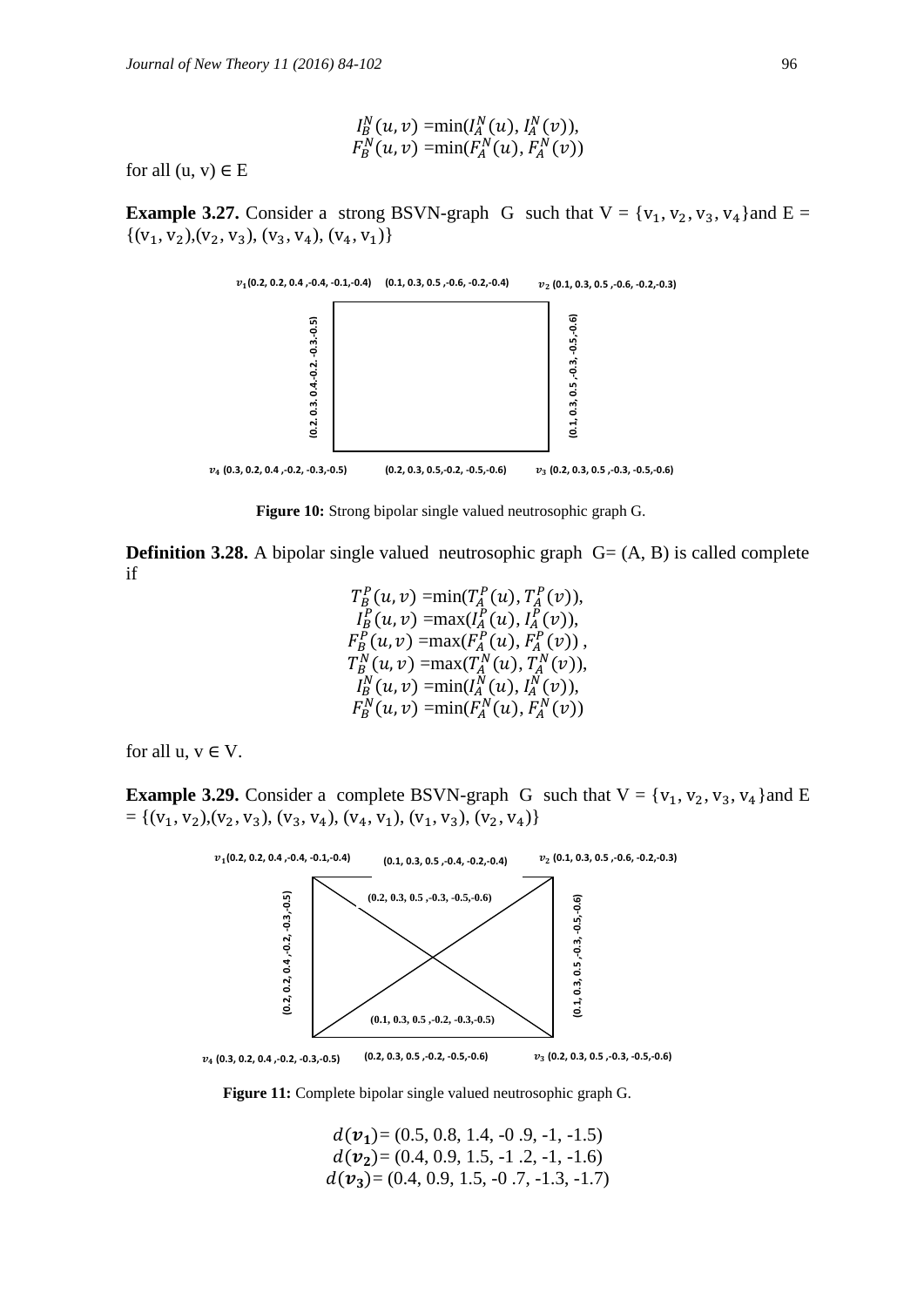$$I_B^N(u,v) = \min(I_A^N(u), I_A^N(v)),$$
$$F_B^N(u,v) = \min(F_A^N(u), F_A^N(v))$$

for all (u, v) ∈ E

**Example 3.27.** Consider a strong BSVN-graph G such that $V = \{v_1, v_2, v_3, v_4\}$ and $E = \{(v_1, v_2), (v_2, v_3), (v_3, v_4), (v_4, v_1)\}$

$v_1$(0.2, 0.2, 0.4 ,-0.4, -0.1,-0.4)
(0.1, 0.3, 0.5 ,-0.6, -0.2,-0.4)
$v_2$ (0.1, 0.3, 0.5 ,-0.6, -0.2,-0.3)
(0.2, 0.3, 0.4,-0.2, -0.3,-0.5)
(0.1, 0.3, 0.5 ,-0.3, -0.5,-0.6)
$v_4$ (0.3, 0.2, 0.4 ,-0.2, -0.3,-0.5)
(0.2, 0.3, 0.5,-0.2, -0.5,-0.6)
$v_3$ (0.2, 0.3, 0.5 ,-0.3, -0.5,-0.6)

**Figure 10:** Strong bipolar single valued neutrosophic graph G.

**Definition 3.28.** A bipolar single valued neutrosophic graph G= (A, B) is called complete if

$$T_B^P(u,v) = \min(T_A^P(u), T_A^P(v)),$$
$$I_B^P(u,v) = \max(I_A^P(u), I_A^P(v)),$$
$$F_B^P(u,v) = \max(F_A^P(u), F_A^P(v)),$$
$$T_B^N(u,v) = \max(T_A^N(u), T_A^N(v)),$$
$$I_B^N(u,v) = \min(I_A^N(u), I_A^N(v)),$$
$$F_B^N(u,v) = \min(F_A^N(u), F_A^N(v))$$

for all u, v ∈ V.

**Example 3.29.** Consider a complete BSVN-graph G such that $V = \{v_1, v_2, v_3, v_4\}$ and $E = \{(v_1, v_2), (v_2, v_3), (v_3, v_4), (v_4, v_1), (v_1, v_3), (v_2, v_4)\}$

$v_1$(0.2, 0.2, 0.4 ,-0.4, -0.1,-0.4)
(0.1, 0.3, 0.5 ,-0.4, -0.2,-0.4)
$v_2$ (0.1, 0.3, 0.5 ,-0.6, -0.2,-0.3)
(0.2, 0.3, 0.5 ,-0.3, -0.5,-0.6)
(0.2, 0.2, 0.4 ,-0.2, -0.3,-0.5)
(0.1, 0.3, 0.5 ,-0.3, -0.5,-0.6)
(0.1, 0.3, 0.5 ,-0.2, -0.3,-0.5)
$v_4$ (0.3, 0.2, 0.4 ,-0.2, -0.3,-0.5)
(0.2, 0.3, 0.5 ,-0.2, -0.5,-0.6)
$v_3$ (0.2, 0.3, 0.5 ,-0.3, -0.5,-0.6)

**Figure 11:** Complete bipolar single valued neutrosophic graph G.

$d(\boldsymbol{v_1})$= (0.5, 0.8, 1.4, -0 .9, -1, -1.5)
$d(\boldsymbol{v_2})$= (0.4, 0.9, 1.5, -1 .2, -1, -1.6)
$d(\boldsymbol{v_3})$= (0.4, 0.9, 1.5, -0 .7, -1.3, -1.7)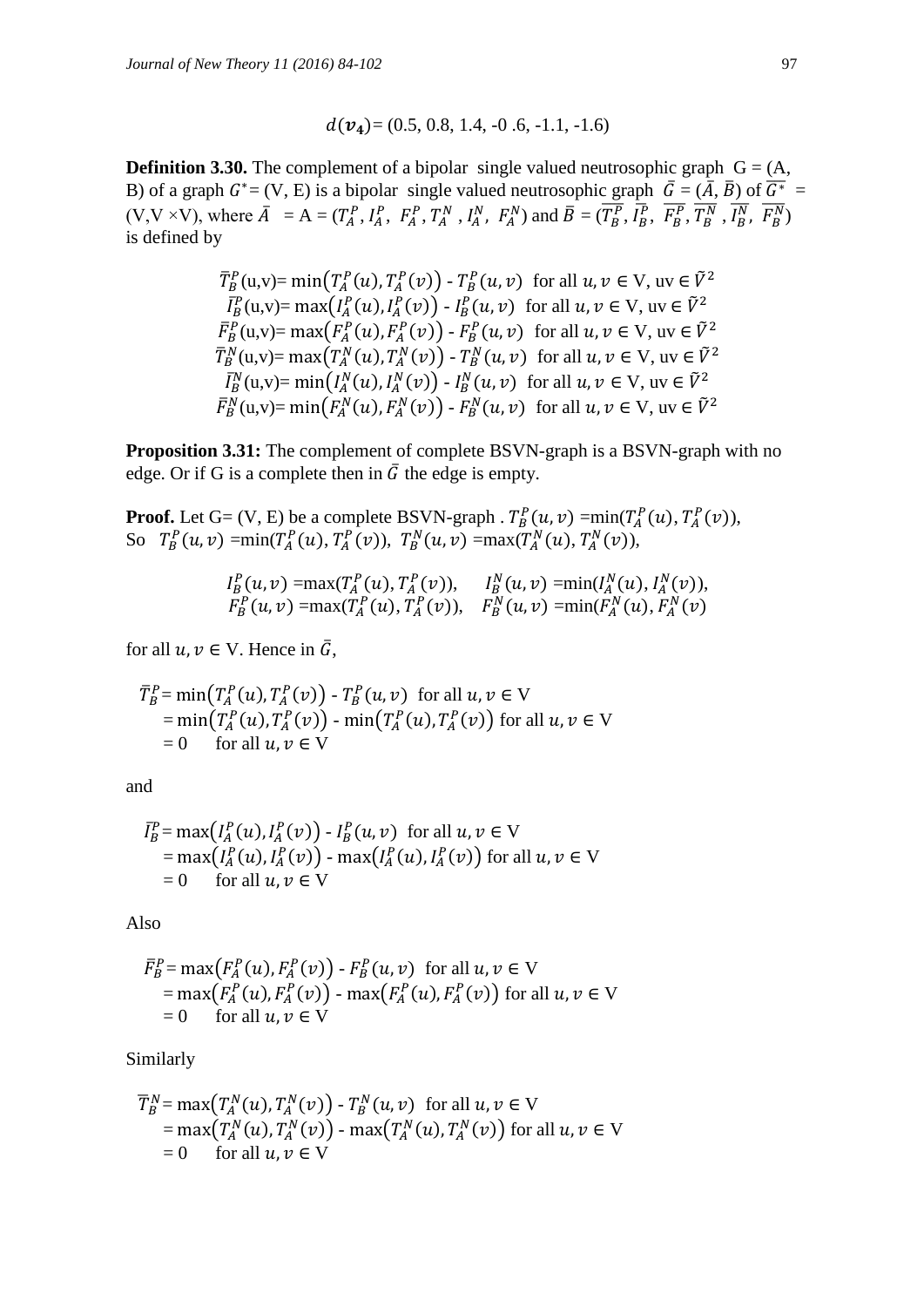$$d(\boldsymbol{v_4}) = (0.5,\ 0.8,\ 1.4,\ -0.6,\ -1.1,\ -1.6)$$

**Definition 3.30.** The complement of a bipolar single valued neutrosophic graph G = (A, B) of a graph $G^*$= (V, E) is a bipolar single valued neutrosophic graph $\bar{G}$ = ($\bar{A}$, $\bar{B}$) of $\overline{G^*}$ = (V,V ×V), where $\bar{A}$ = A = ($T_A^P$, $I_A^P$, $F_A^P$, $T_A^N$, $I_A^N$, $F_A^N$) and $\bar{B}$ = ($\overline{T_B^P}$, $\overline{I_B^P}$, $\overline{F_B^P}$, $\overline{T_B^N}$, $\overline{I_B^N}$, $\overline{F_B^N}$) is defined by

$$\bar{T}_B^P(\mathrm{u,v}) = \min\big(T_A^P(u), T_A^P(v)\big) - T_B^P(u,v) \ \text{ for all } u,v \in \mathrm{V},\ \mathrm{uv} \in \tilde{V}^2$$
$$\bar{I}_B^P(\mathrm{u,v}) = \max\big(I_A^P(u), I_A^P(v)\big) - I_B^P(u,v) \ \text{ for all } u,v \in \mathrm{V},\ \mathrm{uv} \in \tilde{V}^2$$
$$\bar{F}_B^P(\mathrm{u,v}) = \max\big(F_A^P(u), F_A^P(v)\big) - F_B^P(u,v) \ \text{ for all } u,v \in \mathrm{V},\ \mathrm{uv} \in \tilde{V}^2$$
$$\bar{T}_B^N(\mathrm{u,v}) = \max\big(T_A^N(u), T_A^N(v)\big) - T_B^N(u,v) \ \text{ for all } u,v \in \mathrm{V},\ \mathrm{uv} \in \tilde{V}^2$$
$$\bar{I}_B^N(\mathrm{u,v}) = \min\big(I_A^N(u), I_A^N(v)\big) - I_B^N(u,v) \ \text{ for all } u,v \in \mathrm{V},\ \mathrm{uv} \in \tilde{V}^2$$
$$\bar{F}_B^N(\mathrm{u,v}) = \min\big(F_A^N(u), F_A^N(v)\big) - F_B^N(u,v) \ \text{ for all } u,v \in \mathrm{V},\ \mathrm{uv} \in \tilde{V}^2$$

**Proposition 3.31:** The complement of complete BSVN-graph is a BSVN-graph with no edge. Or if G is a complete then in $\bar{G}$ the edge is empty.

**Proof.** Let G= (V, E) be a complete BSVN-graph . $T_B^P(u,v)$ =min($T_A^P(u)$, $T_A^P(v)$), So $T_B^P(u,v)$ =min($T_A^P(u)$, $T_A^P(v)$), $T_B^N(u,v)$ =max($T_A^N(u)$, $T_A^N(v)$),

$$I_B^P(u,v) = \max(T_A^P(u), T_A^P(v)), \qquad I_B^N(u,v) = \min(I_A^N(u), I_A^N(v)),$$
$$F_B^P(u,v) = \max(T_A^P(u), T_A^P(v)), \qquad F_B^N(u,v) = \min(F_A^N(u), F_A^N(v)$$

for all $u, v \in$ V. Hence in $\bar{G}$,

$$\begin{aligned}
\bar{T}_B^P &= \min\big(T_A^P(u), T_A^P(v)\big) - T_B^P(u,v) \ \text{ for all } u,v \in \mathrm{V} \\
&= \min\big(T_A^P(u), T_A^P(v)\big) - \min\big(T_A^P(u), T_A^P(v)\big) \text{ for all } u,v \in \mathrm{V} \\
&= 0 \quad \text{ for all } u,v \in \mathrm{V}
\end{aligned}$$

and

$$\begin{aligned}
\bar{I}_B^P &= \max\big(I_A^P(u), I_A^P(v)\big) - I_B^P(u,v) \ \text{ for all } u,v \in \mathrm{V} \\
&= \max\big(I_A^P(u), I_A^P(v)\big) - \max\big(I_A^P(u), I_A^P(v)\big) \text{ for all } u,v \in \mathrm{V} \\
&= 0 \quad \text{ for all } u,v \in \mathrm{V}
\end{aligned}$$

Also

$$\begin{aligned}
\bar{F}_B^P &= \max\big(F_A^P(u), F_A^P(v)\big) - F_B^P(u,v) \ \text{ for all } u,v \in \mathrm{V} \\
&= \max\big(F_A^P(u), F_A^P(v)\big) - \max\big(F_A^P(u), F_A^P(v)\big) \text{ for all } u,v \in \mathrm{V} \\
&= 0 \quad \text{ for all } u,v \in \mathrm{V}
\end{aligned}$$

Similarly

$$\begin{aligned}
\bar{T}_B^N &= \max\big(T_A^N(u), T_A^N(v)\big) - T_B^N(u,v) \ \text{ for all } u,v \in \mathrm{V} \\
&= \max\big(T_A^N(u), T_A^N(v)\big) - \max\big(T_A^N(u), T_A^N(v)\big) \text{ for all } u,v \in \mathrm{V} \\
&= 0 \quad \text{ for all } u,v \in \mathrm{V}
\end{aligned}$$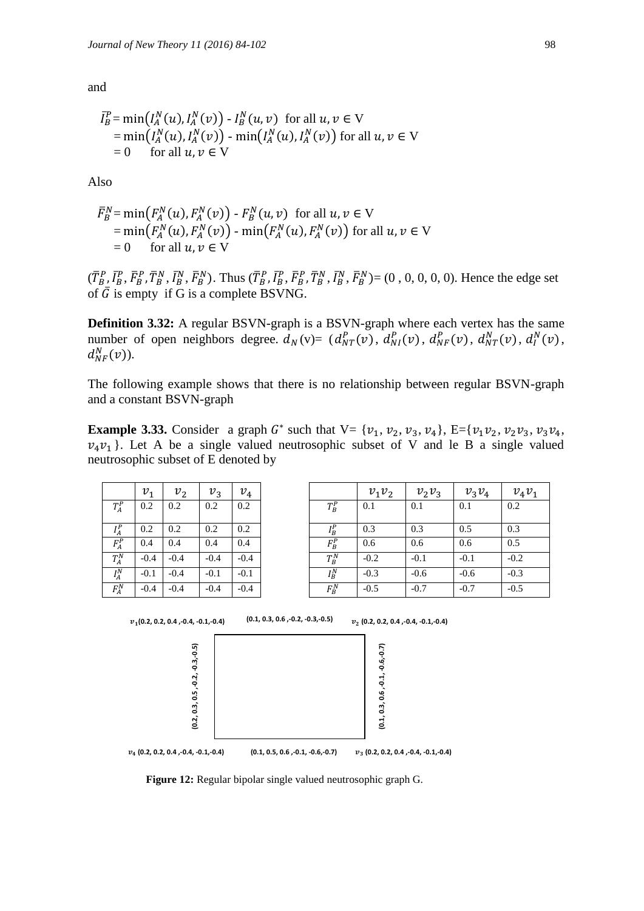and

$$\bar{I}_B^P = \min\big(I_A^N(u), I_A^N(v)\big) - I_B^N(u,v) \text{ for all } u, v \in \text{V}$$
$$= \min\big(I_A^N(u), I_A^N(v)\big) - \min\big(I_A^N(u), I_A^N(v)\big) \text{ for all } u, v \in \text{V}$$
$$= 0 \quad \text{for all } u, v \in \text{V}$$

Also

$$\bar{F}_B^N = \min\big(F_A^N(u), F_A^N(v)\big) - F_B^N(u,v) \text{ for all } u, v \in \text{V}$$
$$= \min\big(F_A^N(u), F_A^N(v)\big) - \min\big(F_A^N(u), F_A^N(v)\big) \text{ for all } u, v \in \text{V}$$
$$= 0 \quad \text{for all } u, v \in \text{V}$$

$(\bar{T}_B^P, \bar{I}_B^P, \bar{F}_B^P, \bar{T}_B^N, \bar{I}_B^N, \bar{F}_B^N)$. Thus $(\bar{T}_B^P, \bar{I}_B^P, \bar{F}_B^P, \bar{T}_B^N, \bar{I}_B^N, \bar{F}_B^N)$= (0 , 0, 0, 0, 0). Hence the edge set of $\bar{G}$ is empty if G is a complete BSVNG.

**Definition 3.32:** A regular BSVN-graph is a BSVN-graph where each vertex has the same number of open neighbors degree. $d_N$(v)= ($d_{NT}^P(v)$, $d_{NI}^P(v)$, $d_{NF}^P(v)$, $d_{NT}^N(v)$, $d_I^N(v)$, $d_{NF}^N(v)$).

The following example shows that there is no relationship between regular BSVN-graph and a constant BSVN-graph

**Example 3.33.** Consider a graph $G^*$ such that V= $\{v_1, v_2, v_3, v_4\}$, E=$\{v_1v_2, v_2v_3, v_3v_4, v_4v_1\}$. Let A be a single valued neutrosophic subset of V and le B a single valued neutrosophic subset of E denoted by

| | $v_1$ | $v_2$ | $v_3$ | $v_4$ |
|---|---|---|---|---|
| $T_A^P$ | 0.2 | 0.2 | 0.2 | 0.2 |
| $I_A^P$ | 0.2 | 0.2 | 0.2 | 0.2 |
| $F_A^P$ | 0.4 | 0.4 | 0.4 | 0.4 |
| $T_A^N$ | -0.4 | -0.4 | -0.4 | -0.4 |
| $I_A^N$ | -0.1 | -0.4 | -0.1 | -0.1 |
| $F_A^N$ | -0.4 | -0.4 | -0.4 | -0.4 |

| | $v_1v_2$ | $v_2v_3$ | $v_3v_4$ | $v_4v_1$ |
|---|---|---|---|---|
| $T_B^P$ | 0.1 | 0.1 | 0.1 | 0.2 |
| $I_B^P$ | 0.3 | 0.3 | 0.5 | 0.3 |
| $F_B^P$ | 0.6 | 0.6 | 0.6 | 0.5 |
| $T_B^N$ | -0.2 | -0.1 | -0.1 | -0.2 |
| $I_B^N$ | -0.3 | -0.6 | -0.6 | -0.3 |
| $F_B^N$ | -0.5 | -0.7 | -0.7 | -0.5 |

$v_1$(0.2, 0.2, 0.4 ,-0.4, -0.1,-0.4)

(0.1, 0.3, 0.6 ,-0.2, -0.3,-0.5)

$v_2$ (0.2, 0.2, 0.4 ,-0.4, -0.1,-0.4)

(0.2, 0.3, 0.5 ,-0.2, -0.3,-0.5)

(0.1, 0.3, 0.6 ,-0.1, -0.6,-0.7)

$v_4$ (0.2, 0.2, 0.4 ,-0.4, -0.1,-0.4)

(0.1, 0.5, 0.6 ,-0.1, -0.6,-0.7)

$v_3$ (0.2, 0.2, 0.4 ,-0.4, -0.1,-0.4)

**Figure 12:** Regular bipolar single valued neutrosophic graph G.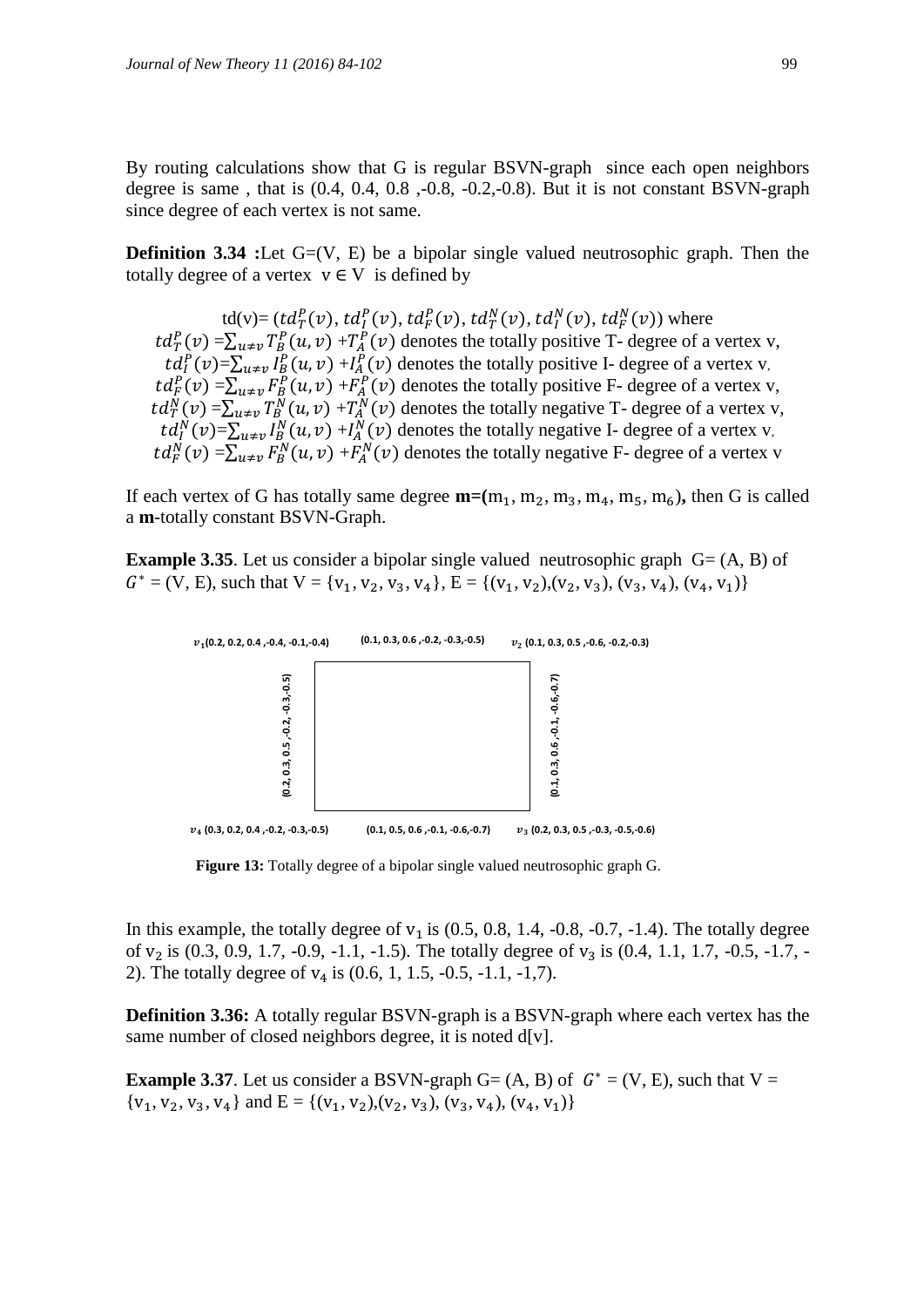By routing calculations show that G is regular BSVN-graph since each open neighbors degree is same , that is (0.4, 0.4, 0.8 ,-0.8, -0.2,-0.8). But it is not constant BSVN-graph since degree of each vertex is not same.

**Definition 3.34 :** Let G=(V, E) be a bipolar single valued neutrosophic graph. Then the totally degree of a vertex $v \in V$ is defined by

$$td(v)= (td_T^P(v), td_I^P(v), td_F^P(v), td_T^N(v), td_I^N(v), td_F^N(v)) \text{ where}$$

$td_T^P(v) = \sum_{u \neq v} T_B^P(u, v) + T_A^P(v)$ denotes the totally positive T- degree of a vertex v,

$td_I^P(v) = \sum_{u \neq v} I_B^P(u, v) + I_A^P(v)$ denotes the totally positive I- degree of a vertex v,

$td_F^P(v) = \sum_{u \neq v} F_B^P(u, v) + F_A^P(v)$ denotes the totally positive F- degree of a vertex v,

$td_T^N(v) = \sum_{u \neq v} T_B^N(u, v) + T_A^N(v)$ denotes the totally negative T- degree of a vertex v,

$td_I^N(v) = \sum_{u \neq v} I_B^N(u, v) + I_A^N(v)$ denotes the totally negative I- degree of a vertex v,

$td_F^N(v) = \sum_{u \neq v} F_B^N(u, v) + F_A^N(v)$ denotes the totally negative F- degree of a vertex v

If each vertex of G has totally same degree $\mathbf{m}=(m_1, m_2, m_3, m_4, m_5, m_6)$, then G is called a **m**-totally constant BSVN-Graph.

**Example 3.35**. Let us consider a bipolar single valued neutrosophic graph G= (A, B) of $G^*$ = (V, E), such that V = $\{v_1, v_2, v_3, v_4\}$, E = $\{(v_1, v_2),(v_2, v_3), (v_3, v_4), (v_4, v_1)\}$

$v_1$(0.2, 0.2, 0.4 ,-0.4, -0.1,-0.4)

(0.1, 0.3, 0.6 ,-0.2, -0.3,-0.5)

$v_2$ (0.1, 0.3, 0.5 ,-0.6, -0.2,-0.3)

(0.2, 0.3, 0.5 ,-0.2, -0.3,-0.5)

(0.1, 0.3, 0.6 ,-0.1, -0.6,-0.7)

$v_4$ (0.3, 0.2, 0.4 ,-0.2, -0.3,-0.5)

(0.1, 0.5, 0.6 ,-0.1, -0.6,-0.7)

$v_3$ (0.2, 0.3, 0.5 ,-0.3, -0.5,-0.6)

**Figure 13:** Totally degree of a bipolar single valued neutrosophic graph G.

In this example, the totally degree of $v_1$ is (0.5, 0.8, 1.4, -0.8, -0.7, -1.4). The totally degree of $v_2$ is (0.3, 0.9, 1.7, -0.9, -1.1, -1.5). The totally degree of $v_3$ is (0.4, 1.1, 1.7, -0.5, -1.7, -2). The totally degree of $v_4$ is (0.6, 1, 1.5, -0.5, -1.1, -1,7).

**Definition 3.36:** A totally regular BSVN-graph is a BSVN-graph where each vertex has the same number of closed neighbors degree, it is noted d[v].

**Example 3.37**. Let us consider a BSVN-graph G= (A, B) of $G^*$ = (V, E), such that V = $\{v_1, v_2, v_3, v_4\}$ and E = $\{(v_1, v_2),(v_2, v_3), (v_3, v_4), (v_4, v_1)\}$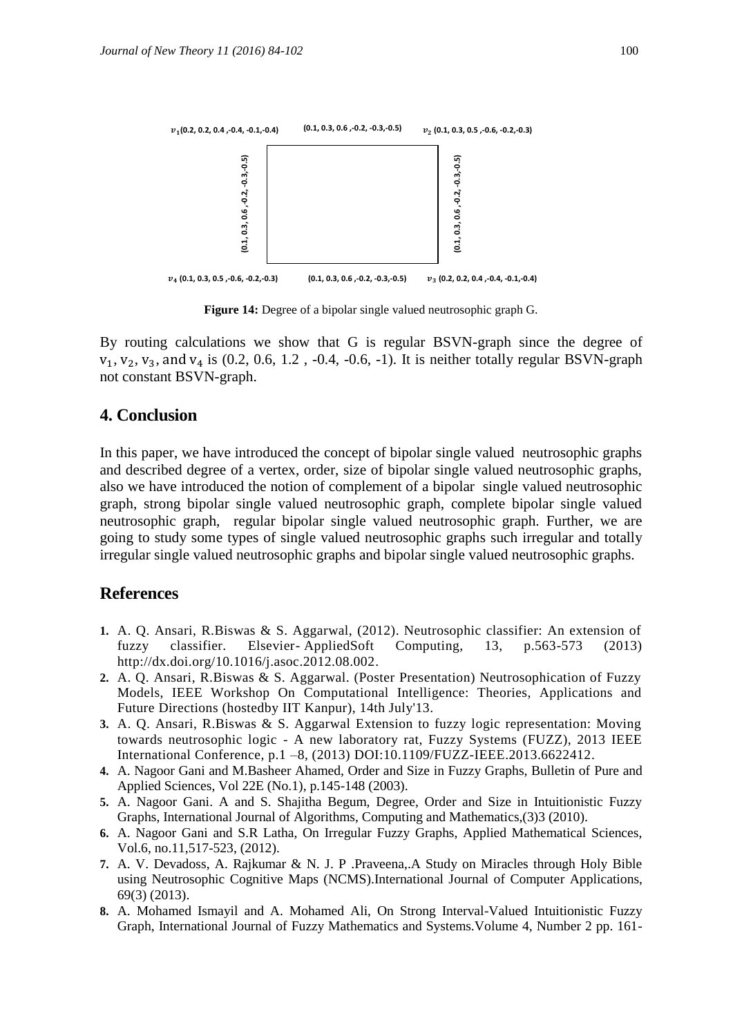$v_1$(0.2, 0.2, 0.4 ,-0.4, -0.1,-0.4)

(0.1, 0.3, 0.6 ,-0.2, -0.3,-0.5)

$v_2$ (0.1, 0.3, 0.5 ,-0.6, -0.2,-0.3)

(0.1, 0.3, 0.6 ,-0.2, -0.3,-0.5)

(0.1, 0.3, 0.6 ,-0.2, -0.3,-0.5)

$v_4$ (0.1, 0.3, 0.5 ,-0.6, -0.2,-0.3)

(0.1, 0.3, 0.6 ,-0.2, -0.3,-0.5)

$v_3$ (0.2, 0.2, 0.4 ,-0.4, -0.1,-0.4)

**Figure 14:** Degree of a bipolar single valued neutrosophic graph G.

By routing calculations we show that G is regular BSVN-graph since the degree of $v_1, v_2, v_3$, and $v_4$ is (0.2, 0.6, 1.2 , -0.4, -0.6, -1). It is neither totally regular BSVN-graph not constant BSVN-graph.

## 4. Conclusion

In this paper, we have introduced the concept of bipolar single valued neutrosophic graphs and described degree of a vertex, order, size of bipolar single valued neutrosophic graphs, also we have introduced the notion of complement of a bipolar single valued neutrosophic graph, strong bipolar single valued neutrosophic graph, complete bipolar single valued neutrosophic graph, regular bipolar single valued neutrosophic graph. Further, we are going to study some types of single valued neutrosophic graphs such irregular and totally irregular single valued neutrosophic graphs and bipolar single valued neutrosophic graphs.

## References

1. A. Q. Ansari, R.Biswas & S. Aggarwal, (2012). Neutrosophic classifier: An extension of fuzzy classifier. Elsevier- AppliedSoft Computing, 13, p.563-573 (2013) http://dx.doi.org/10.1016/j.asoc.2012.08.002.
2. A. Q. Ansari, R.Biswas & S. Aggarwal. (Poster Presentation) Neutrosophication of Fuzzy Models, IEEE Workshop On Computational Intelligence: Theories, Applications and Future Directions (hostedby IIT Kanpur), 14th July'13.
3. A. Q. Ansari, R.Biswas & S. Aggarwal Extension to fuzzy logic representation: Moving towards neutrosophic logic - A new laboratory rat, Fuzzy Systems (FUZZ), 2013 IEEE International Conference, p.1 –8, (2013) DOI:10.1109/FUZZ-IEEE.2013.6622412.
4. A. Nagoor Gani and M.Basheer Ahamed, Order and Size in Fuzzy Graphs, Bulletin of Pure and Applied Sciences, Vol 22E (No.1), p.145-148 (2003).
5. A. Nagoor Gani. A and S. Shajitha Begum, Degree, Order and Size in Intuitionistic Fuzzy Graphs, International Journal of Algorithms, Computing and Mathematics,(3)3 (2010).
6. A. Nagoor Gani and S.R Latha, On Irregular Fuzzy Graphs, Applied Mathematical Sciences, Vol.6, no.11,517-523, (2012).
7. A. V. Devadoss, A. Rajkumar & N. J. P .Praveena,.A Study on Miracles through Holy Bible using Neutrosophic Cognitive Maps (NCMS).International Journal of Computer Applications, 69(3) (2013).
8. A. Mohamed Ismayil and A. Mohamed Ali, On Strong Interval-Valued Intuitionistic Fuzzy Graph, International Journal of Fuzzy Mathematics and Systems.Volume 4, Number 2 pp. 161-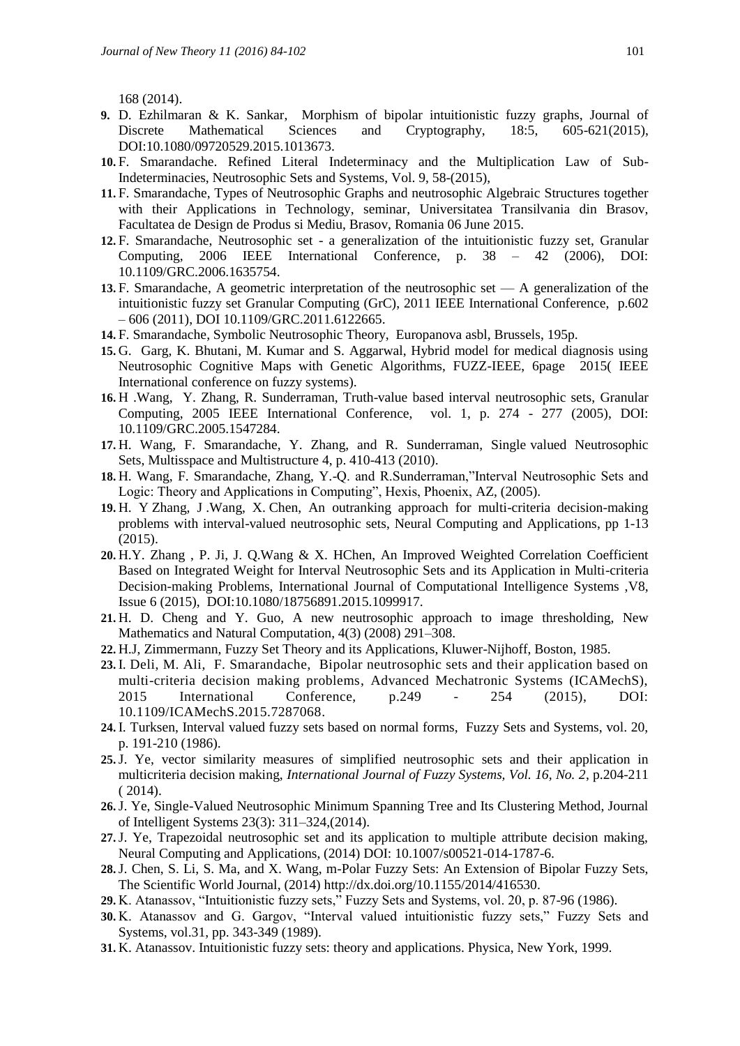168 (2014).

9. D. Ezhilmaran & K. Sankar, Morphism of bipolar intuitionistic fuzzy graphs, Journal of Discrete Mathematical Sciences and Cryptography, 18:5, 605-621(2015), DOI:10.1080/09720529.2015.1013673.
10. F. Smarandache. Refined Literal Indeterminacy and the Multiplication Law of Sub-Indeterminacies, Neutrosophic Sets and Systems, Vol. 9, 58-(2015),
11. F. Smarandache, Types of Neutrosophic Graphs and neutrosophic Algebraic Structures together with their Applications in Technology, seminar, Universitatea Transilvania din Brasov, Facultatea de Design de Produs si Mediu, Brasov, Romania 06 June 2015.
12. F. Smarandache, Neutrosophic set - a generalization of the intuitionistic fuzzy set, Granular Computing, 2006 IEEE International Conference, p. 38 – 42 (2006), DOI: 10.1109/GRC.2006.1635754.
13. F. Smarandache, A geometric interpretation of the neutrosophic set — A generalization of the intuitionistic fuzzy set Granular Computing (GrC), 2011 IEEE International Conference, p.602 – 606 (2011), DOI 10.1109/GRC.2011.6122665.
14. F. Smarandache, Symbolic Neutrosophic Theory, Europanova asbl, Brussels, 195p.
15. G. Garg, K. Bhutani, M. Kumar and S. Aggarwal, Hybrid model for medical diagnosis using Neutrosophic Cognitive Maps with Genetic Algorithms, FUZZ-IEEE, 6page 2015( IEEE International conference on fuzzy systems).
16. H .Wang, Y. Zhang, R. Sunderraman, Truth-value based interval neutrosophic sets, Granular Computing, 2005 IEEE International Conference, vol. 1, p. 274 - 277 (2005), DOI: 10.1109/GRC.2005.1547284.
17. H. Wang, F. Smarandache, Y. Zhang, and R. Sunderraman, Single valued Neutrosophic Sets, Multisspace and Multistructure 4, p. 410-413 (2010).
18. H. Wang, F. Smarandache, Zhang, Y.-Q. and R.Sunderraman,"Interval Neutrosophic Sets and Logic: Theory and Applications in Computing", Hexis, Phoenix, AZ, (2005).
19. H. Y Zhang, J .Wang, X. Chen, An outranking approach for multi-criteria decision-making problems with interval-valued neutrosophic sets, Neural Computing and Applications, pp 1-13 (2015).
20. H.Y. Zhang , P. Ji, J. Q.Wang & X. HChen, An Improved Weighted Correlation Coefficient Based on Integrated Weight for Interval Neutrosophic Sets and its Application in Multi-criteria Decision-making Problems, International Journal of Computational Intelligence Systems ,V8, Issue 6 (2015), DOI:10.1080/18756891.2015.1099917.
21. H. D. Cheng and Y. Guo, A new neutrosophic approach to image thresholding, New Mathematics and Natural Computation, 4(3) (2008) 291–308.
22. H.J, Zimmermann, Fuzzy Set Theory and its Applications, Kluwer-Nijhoff, Boston, 1985.
23. I. Deli, M. Ali, F. Smarandache, Bipolar neutrosophic sets and their application based on multi-criteria decision making problems, Advanced Mechatronic Systems (ICAMechS), 2015 International Conference, p.249 - 254 (2015), DOI: 10.1109/ICAMechS.2015.7287068.
24. I. Turksen, Interval valued fuzzy sets based on normal forms, Fuzzy Sets and Systems, vol. 20, p. 191-210 (1986).
25. J. Ye, vector similarity measures of simplified neutrosophic sets and their application in multicriteria decision making, *International Journal of Fuzzy Systems, Vol. 16, No. 2*, p.204-211 ( 2014).
26. J. Ye, Single-Valued Neutrosophic Minimum Spanning Tree and Its Clustering Method, Journal of Intelligent Systems 23(3): 311–324,(2014).
27. J. Ye, Trapezoidal neutrosophic set and its application to multiple attribute decision making, Neural Computing and Applications, (2014) DOI: 10.1007/s00521-014-1787-6.
28. J. Chen, S. Li, S. Ma, and X. Wang, m-Polar Fuzzy Sets: An Extension of Bipolar Fuzzy Sets, The Scientific World Journal, (2014) http://dx.doi.org/10.1155/2014/416530.
29. K. Atanassov, "Intuitionistic fuzzy sets," Fuzzy Sets and Systems, vol. 20, p. 87-96 (1986).
30. K. Atanassov and G. Gargov, "Interval valued intuitionistic fuzzy sets," Fuzzy Sets and Systems, vol.31, pp. 343-349 (1989).
31. K. Atanassov. Intuitionistic fuzzy sets: theory and applications. Physica, New York, 1999.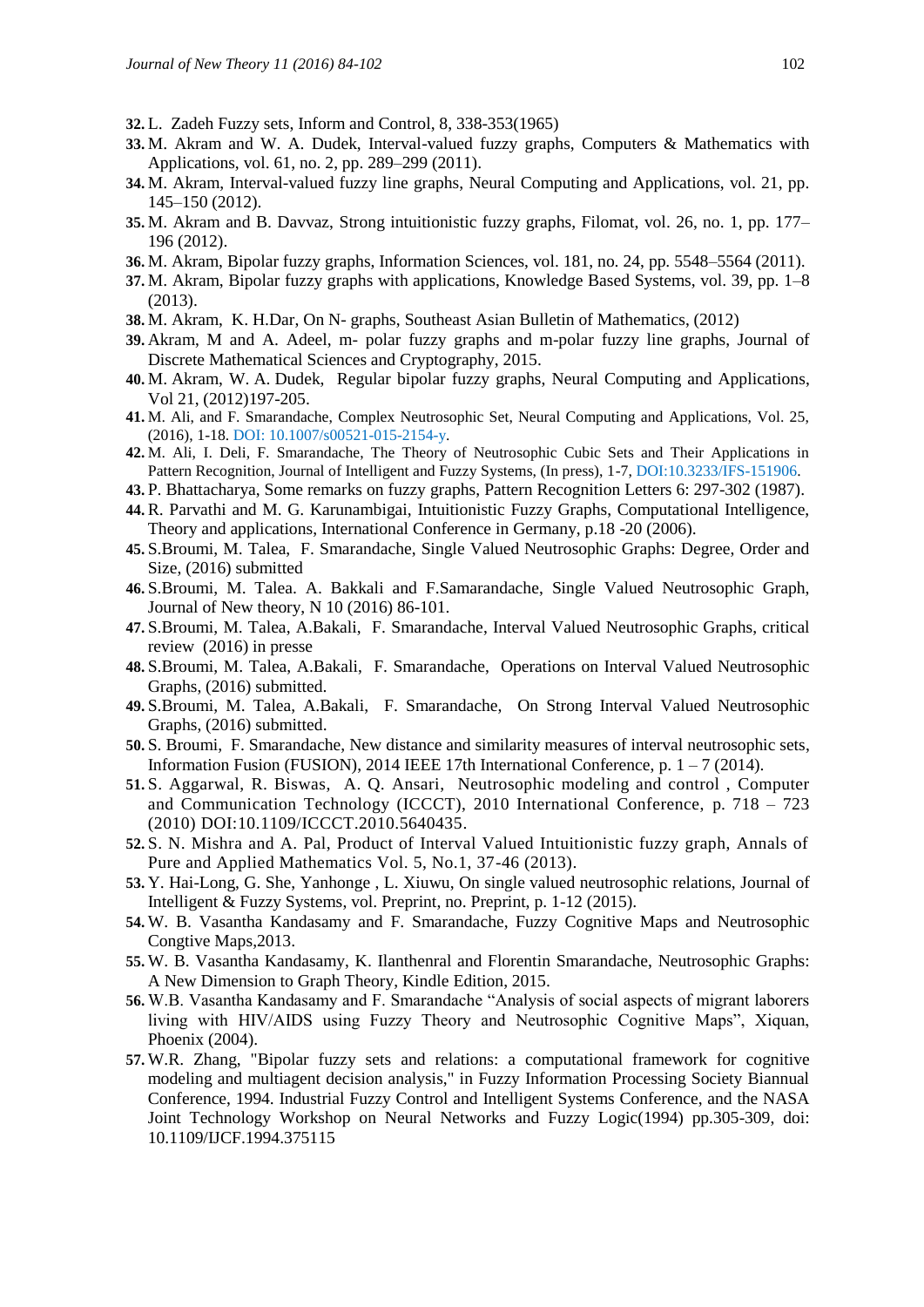32. L. Zadeh Fuzzy sets, Inform and Control, 8, 338-353(1965)
33. M. Akram and W. A. Dudek, Interval-valued fuzzy graphs, Computers & Mathematics with Applications, vol. 61, no. 2, pp. 289–299 (2011).
34. M. Akram, Interval-valued fuzzy line graphs, Neural Computing and Applications, vol. 21, pp. 145–150 (2012).
35. M. Akram and B. Davvaz, Strong intuitionistic fuzzy graphs, Filomat, vol. 26, no. 1, pp. 177–196 (2012).
36. M. Akram, Bipolar fuzzy graphs, Information Sciences, vol. 181, no. 24, pp. 5548–5564 (2011).
37. M. Akram, Bipolar fuzzy graphs with applications, Knowledge Based Systems, vol. 39, pp. 1–8 (2013).
38. M. Akram, K. H.Dar, On N- graphs, Southeast Asian Bulletin of Mathematics, (2012)
39. Akram, M and A. Adeel, m- polar fuzzy graphs and m-polar fuzzy line graphs, Journal of Discrete Mathematical Sciences and Cryptography, 2015.
40. M. Akram, W. A. Dudek, Regular bipolar fuzzy graphs, Neural Computing and Applications, Vol 21, (2012)197-205.
41. M. Ali, and F. Smarandache, Complex Neutrosophic Set, Neural Computing and Applications, Vol. 25, (2016), 1-18. DOI: 10.1007/s00521-015-2154-y.
42. M. Ali, I. Deli, F. Smarandache, The Theory of Neutrosophic Cubic Sets and Their Applications in Pattern Recognition, Journal of Intelligent and Fuzzy Systems, (In press), 1-7, DOI:10.3233/IFS-151906.
43. P. Bhattacharya, Some remarks on fuzzy graphs, Pattern Recognition Letters 6: 297-302 (1987).
44. R. Parvathi and M. G. Karunambigai, Intuitionistic Fuzzy Graphs, Computational Intelligence, Theory and applications, International Conference in Germany, p.18 -20 (2006).
45. S.Broumi, M. Talea, F. Smarandache, Single Valued Neutrosophic Graphs: Degree, Order and Size, (2016) submitted
46. S.Broumi, M. Talea. A. Bakkali and F.Samarandache, Single Valued Neutrosophic Graph, Journal of New theory, N 10 (2016) 86-101.
47. S.Broumi, M. Talea, A.Bakali, F. Smarandache, Interval Valued Neutrosophic Graphs, critical review (2016) in presse
48. S.Broumi, M. Talea, A.Bakali, F. Smarandache, Operations on Interval Valued Neutrosophic Graphs, (2016) submitted.
49. S.Broumi, M. Talea, A.Bakali, F. Smarandache, On Strong Interval Valued Neutrosophic Graphs, (2016) submitted.
50. S. Broumi, F. Smarandache, New distance and similarity measures of interval neutrosophic sets, Information Fusion (FUSION), 2014 IEEE 17th International Conference, p. 1 – 7 (2014).
51. S. Aggarwal, R. Biswas, A. Q. Ansari, Neutrosophic modeling and control , Computer and Communication Technology (ICCCT), 2010 International Conference, p. 718 – 723 (2010) DOI:10.1109/ICCCT.2010.5640435.
52. S. N. Mishra and A. Pal, Product of Interval Valued Intuitionistic fuzzy graph, Annals of Pure and Applied Mathematics Vol. 5, No.1, 37-46 (2013).
53. Y. Hai-Long, G. She, Yanhonge , L. Xiuwu, On single valued neutrosophic relations, Journal of Intelligent & Fuzzy Systems, vol. Preprint, no. Preprint, p. 1-12 (2015).
54. W. B. Vasantha Kandasamy and F. Smarandache, Fuzzy Cognitive Maps and Neutrosophic Congtive Maps,2013.
55. W. B. Vasantha Kandasamy, K. Ilanthenral and Florentin Smarandache, Neutrosophic Graphs: A New Dimension to Graph Theory, Kindle Edition, 2015.
56. W.B. Vasantha Kandasamy and F. Smarandache "Analysis of social aspects of migrant laborers living with HIV/AIDS using Fuzzy Theory and Neutrosophic Cognitive Maps", Xiquan, Phoenix (2004).
57. W.R. Zhang, "Bipolar fuzzy sets and relations: a computational framework for cognitive modeling and multiagent decision analysis," in Fuzzy Information Processing Society Biannual Conference, 1994. Industrial Fuzzy Control and Intelligent Systems Conference, and the NASA Joint Technology Workshop on Neural Networks and Fuzzy Logic(1994) pp.305-309, doi: 10.1109/IJCF.1994.375115